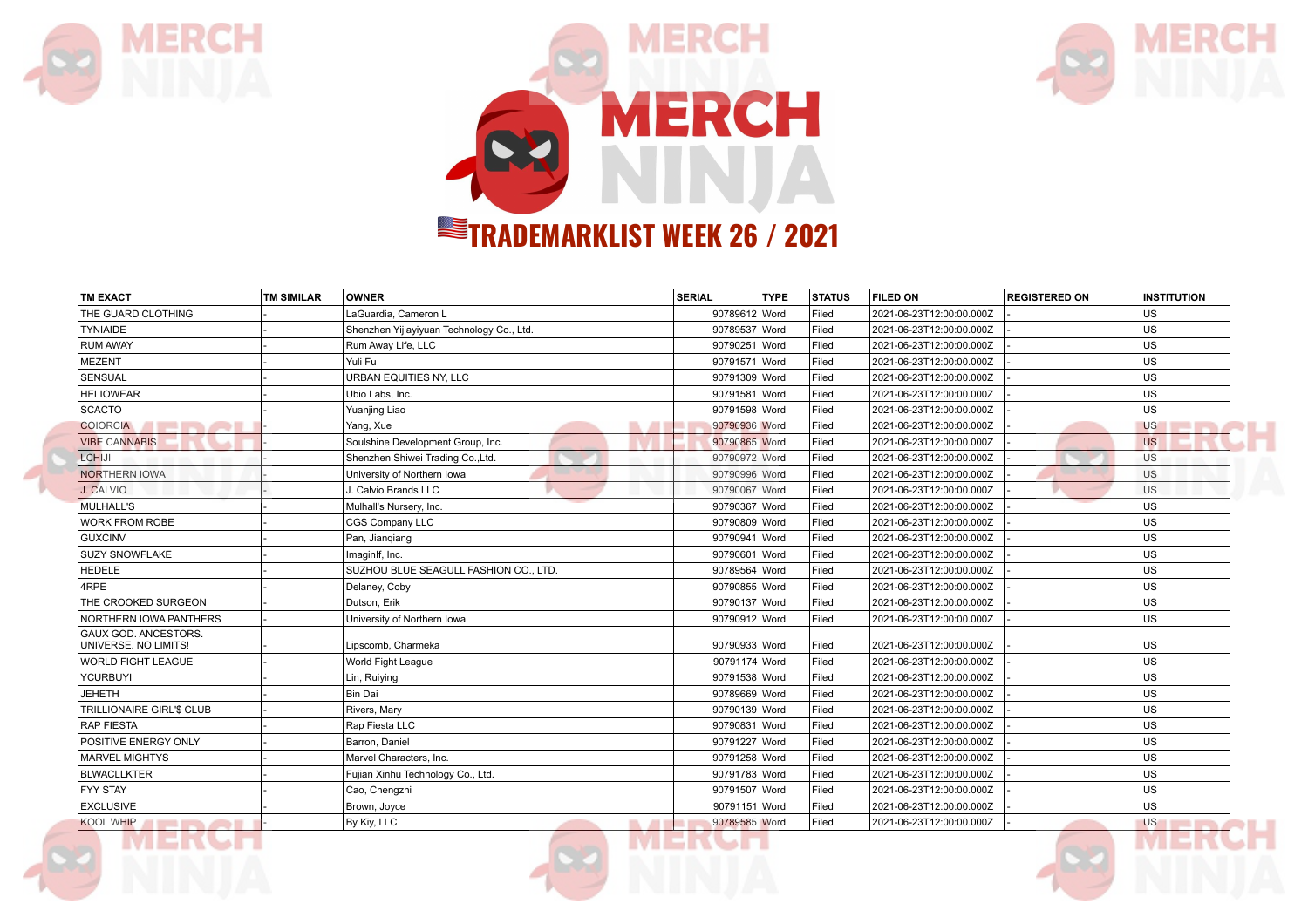# TRADEMARKLIST WEEK 26 / 2021

| TM EXACT | TM SIMILAR | OWNER | SERIAL | TYPE | STATUS | FILED ON | REGISTERED ON | INSTITUTION |
|---|---|---|---|---|---|---|---|---|
| THE GUARD CLOTHING | - | LaGuardia, Cameron L | 90789612 | Word | Filed | 2021-06-23T12:00:00.000Z | - | US |
| TYNIAIDE | - | Shenzhen Yijiayiyuan Technology Co., Ltd. | 90789537 | Word | Filed | 2021-06-23T12:00:00.000Z | - | US |
| RUM AWAY | - | Rum Away Life, LLC | 90790251 | Word | Filed | 2021-06-23T12:00:00.000Z | - | US |
| MEZENT | - | Yuli Fu | 90791571 | Word | Filed | 2021-06-23T12:00:00.000Z | - | US |
| SENSUAL | - | URBAN EQUITIES NY, LLC | 90791309 | Word | Filed | 2021-06-23T12:00:00.000Z | - | US |
| HELIOWEAR | - | Ubio Labs, Inc. | 90791581 | Word | Filed | 2021-06-23T12:00:00.000Z | - | US |
| SCACTO | - | Yuanjing Liao | 90791598 | Word | Filed | 2021-06-23T12:00:00.000Z | - | US |
| COIORCIA | - | Yang, Xue | 90790936 | Word | Filed | 2021-06-23T12:00:00.000Z | - | US |
| VIBE CANNABIS | - | Soulshine Development Group, Inc. | 90790865 | Word | Filed | 2021-06-23T12:00:00.000Z | - | US |
| LCHIJI | - | Shenzhen Shiwei Trading Co.,Ltd. | 90790972 | Word | Filed | 2021-06-23T12:00:00.000Z | - | US |
| NORTHERN IOWA | - | University of Northern Iowa | 90790996 | Word | Filed | 2021-06-23T12:00:00.000Z | - | US |
| J. CALVIO | - | J. Calvio Brands LLC | 90790067 | Word | Filed | 2021-06-23T12:00:00.000Z | - | US |
| MULHALL'S | - | Mulhall's Nursery, Inc. | 90790367 | Word | Filed | 2021-06-23T12:00:00.000Z | - | US |
| WORK FROM ROBE | - | CGS Company LLC | 90790809 | Word | Filed | 2021-06-23T12:00:00.000Z | - | US |
| GUXCINV | - | Pan, Jianqiang | 90790941 | Word | Filed | 2021-06-23T12:00:00.000Z | - | US |
| SUZY SNOWFLAKE | - | ImagInf, Inc. | 90790601 | Word | Filed | 2021-06-23T12:00:00.000Z | - | US |
| HEDELE | - | SUZHOU BLUE SEAGULL FASHION CO., LTD. | 90789564 | Word | Filed | 2021-06-23T12:00:00.000Z | - | US |
| 4RPE | - | Delaney, Coby | 90790855 | Word | Filed | 2021-06-23T12:00:00.000Z | - | US |
| THE CROOKED SURGEON | - | Dutson, Erik | 90790137 | Word | Filed | 2021-06-23T12:00:00.000Z | - | US |
| NORTHERN IOWA PANTHERS | - | University of Northern Iowa | 90790912 | Word | Filed | 2021-06-23T12:00:00.000Z | - | US |
| GAUX GOD. ANCESTORS. UNIVERSE. NO LIMITS! | - | Lipscomb, Charmeka | 90790933 | Word | Filed | 2021-06-23T12:00:00.000Z | - | US |
| WORLD FIGHT LEAGUE | - | World Fight League | 90791174 | Word | Filed | 2021-06-23T12:00:00.000Z | - | US |
| YCURBUYI | - | Lin, Ruiying | 90791538 | Word | Filed | 2021-06-23T12:00:00.000Z | - | US |
| JEHETH | - | Bin Dai | 90789669 | Word | Filed | 2021-06-23T12:00:00.000Z | - | US |
| TRILLIONAIRE GIRL'$ CLUB | - | Rivers, Mary | 90790139 | Word | Filed | 2021-06-23T12:00:00.000Z | - | US |
| RAP FIESTA | - | Rap Fiesta LLC | 90790831 | Word | Filed | 2021-06-23T12:00:00.000Z | - | US |
| POSITIVE ENERGY ONLY | - | Barron, Daniel | 90791227 | Word | Filed | 2021-06-23T12:00:00.000Z | - | US |
| MARVEL MIGHTYS | - | Marvel Characters, Inc. | 90791258 | Word | Filed | 2021-06-23T12:00:00.000Z | - | US |
| BLWACLLKTER | - | Fujian Xinhu Technology Co., Ltd. | 90791783 | Word | Filed | 2021-06-23T12:00:00.000Z | - | US |
| FYY STAY | - | Cao, Chengzhi | 90791507 | Word | Filed | 2021-06-23T12:00:00.000Z | - | US |
| EXCLUSIVE | - | Brown, Joyce | 90791151 | Word | Filed | 2021-06-23T12:00:00.000Z | - | US |
| KOOL WHIP | - | By Kiy, LLC | 90789585 | Word | Filed | 2021-06-23T12:00:00.000Z | - | US |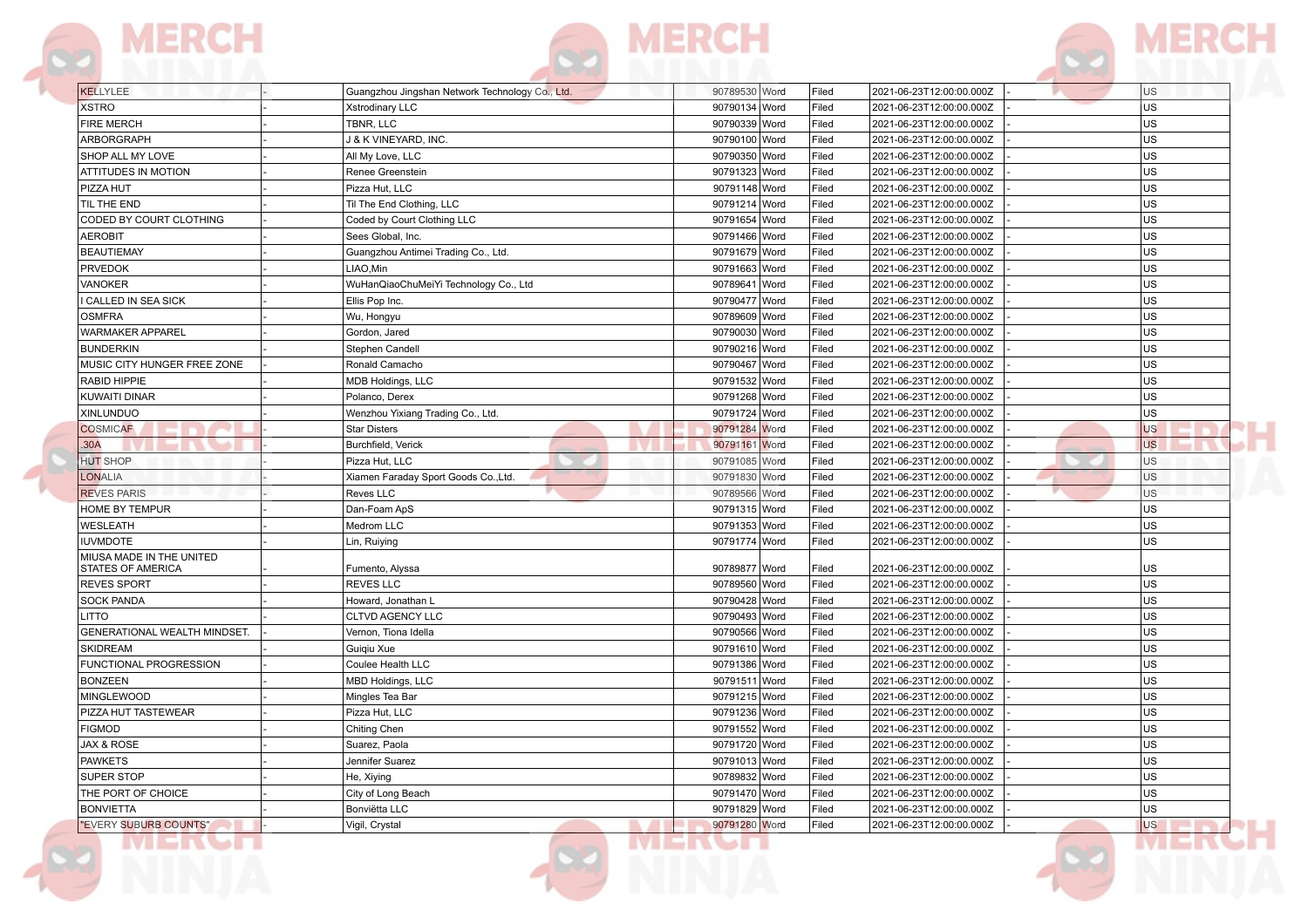| | | | | | | | | |
|---|---|---|---|---|---|---|---|---|
| KELLYLEE | - | Guangzhou Jingshan Network Technology Co., Ltd. | 90789530 | Word | Filed | 2021-06-23T12:00:00.000Z | - | US |
| XSTRO | - | Xstrodinary LLC | 90790134 | Word | Filed | 2021-06-23T12:00:00.000Z | - | US |
| FIRE MERCH | - | TBNR, LLC | 90790339 | Word | Filed | 2021-06-23T12:00:00.000Z | - | US |
| ARBORGRAPH | - | J & K VINEYARD, INC. | 90790100 | Word | Filed | 2021-06-23T12:00:00.000Z | - | US |
| SHOP ALL MY LOVE | - | All My Love, LLC | 90790350 | Word | Filed | 2021-06-23T12:00:00.000Z | - | US |
| ATTITUDES IN MOTION | - | Renee Greenstein | 90791323 | Word | Filed | 2021-06-23T12:00:00.000Z | - | US |
| PIZZA HUT | - | Pizza Hut, LLC | 90791148 | Word | Filed | 2021-06-23T12:00:00.000Z | - | US |
| TIL THE END | - | Til The End Clothing, LLC | 90791214 | Word | Filed | 2021-06-23T12:00:00.000Z | - | US |
| CODED BY COURT CLOTHING | - | Coded by Court Clothing LLC | 90791654 | Word | Filed | 2021-06-23T12:00:00.000Z | - | US |
| AEROBIT | - | Sees Global, Inc. | 90791466 | Word | Filed | 2021-06-23T12:00:00.000Z | - | US |
| BEAUTIEMAY | - | Guangzhou Antimei Trading Co., Ltd. | 90791679 | Word | Filed | 2021-06-23T12:00:00.000Z | - | US |
| PRVEDOK | - | LIAO,Min | 90791663 | Word | Filed | 2021-06-23T12:00:00.000Z | - | US |
| VANOKER | - | WuHanQiaoChuMeiYi Technology Co., Ltd | 90789641 | Word | Filed | 2021-06-23T12:00:00.000Z | - | US |
| I CALLED IN SEA SICK | - | Ellis Pop Inc. | 90790477 | Word | Filed | 2021-06-23T12:00:00.000Z | - | US |
| OSMFRA | - | Wu, Hongyu | 90789609 | Word | Filed | 2021-06-23T12:00:00.000Z | - | US |
| WARMAKER APPAREL | - | Gordon, Jared | 90790030 | Word | Filed | 2021-06-23T12:00:00.000Z | - | US |
| BUNDERKIN | - | Stephen Candell | 90790216 | Word | Filed | 2021-06-23T12:00:00.000Z | - | US |
| MUSIC CITY HUNGER FREE ZONE | - | Ronald Camacho | 90790467 | Word | Filed | 2021-06-23T12:00:00.000Z | - | US |
| RABID HIPPIE | - | MDB Holdings, LLC | 90791532 | Word | Filed | 2021-06-23T12:00:00.000Z | - | US |
| KUWAITI DINAR | - | Polanco, Derex | 90791268 | Word | Filed | 2021-06-23T12:00:00.000Z | - | US |
| XINLUNDUO | - | Wenzhou Yixiang Trading Co., Ltd. | 90791724 | Word | Filed | 2021-06-23T12:00:00.000Z | - | US |
| COSMICAF | - | Star Disters | 90791284 | Word | Filed | 2021-06-23T12:00:00.000Z | - | US |
| .30A | - | Burchfield, Verick | 90791161 | Word | Filed | 2021-06-23T12:00:00.000Z | - | US |
| HUT SHOP | - | Pizza Hut, LLC | 90791085 | Word | Filed | 2021-06-23T12:00:00.000Z | - | US |
| LONALIA | - | Xiamen Faraday Sport Goods Co.,Ltd. | 90791830 | Word | Filed | 2021-06-23T12:00:00.000Z | - | US |
| REVES PARIS | - | Reves LLC | 90789566 | Word | Filed | 2021-06-23T12:00:00.000Z | - | US |
| HOME BY TEMPUR | - | Dan-Foam ApS | 90791315 | Word | Filed | 2021-06-23T12:00:00.000Z | - | US |
| WESLEATH | - | Medrom LLC | 90791353 | Word | Filed | 2021-06-23T12:00:00.000Z | - | US |
| IUVMDOTE | - | Lin, Ruiying | 90791774 | Word | Filed | 2021-06-23T12:00:00.000Z | - | US |
| MIUSA MADE IN THE UNITED STATES OF AMERICA | - | Fumento, Alyssa | 90789877 | Word | Filed | 2021-06-23T12:00:00.000Z | - | US |
| REVES SPORT | - | REVES LLC | 90789560 | Word | Filed | 2021-06-23T12:00:00.000Z | - | US |
| SOCK PANDA | - | Howard, Jonathan L | 90790428 | Word | Filed | 2021-06-23T12:00:00.000Z | - | US |
| LITTO | - | CLTVD AGENCY LLC | 90790493 | Word | Filed | 2021-06-23T12:00:00.000Z | - | US |
| GENERATIONAL WEALTH MINDSET. | - | Vernon, Tiona Idella | 90790566 | Word | Filed | 2021-06-23T12:00:00.000Z | - | US |
| SKIDREAM | - | Guiqiu Xue | 90791610 | Word | Filed | 2021-06-23T12:00:00.000Z | - | US |
| FUNCTIONAL PROGRESSION | - | Coulee Health LLC | 90791386 | Word | Filed | 2021-06-23T12:00:00.000Z | - | US |
| BONZEEN | - | MBD Holdings, LLC | 90791511 | Word | Filed | 2021-06-23T12:00:00.000Z | - | US |
| MINGLEWOOD | - | Mingles Tea Bar | 90791215 | Word | Filed | 2021-06-23T12:00:00.000Z | - | US |
| PIZZA HUT TASTEWEAR | - | Pizza Hut, LLC | 90791236 | Word | Filed | 2021-06-23T12:00:00.000Z | - | US |
| FIGMOD | - | Chiting Chen | 90791552 | Word | Filed | 2021-06-23T12:00:00.000Z | - | US |
| JAX & ROSE | - | Suarez, Paola | 90791720 | Word | Filed | 2021-06-23T12:00:00.000Z | - | US |
| PAWKETS | - | Jennifer Suarez | 90791013 | Word | Filed | 2021-06-23T12:00:00.000Z | - | US |
| SUPER STOP | - | He, Xiying | 90789832 | Word | Filed | 2021-06-23T12:00:00.000Z | - | US |
| THE PORT OF CHOICE | - | City of Long Beach | 90791470 | Word | Filed | 2021-06-23T12:00:00.000Z | - | US |
| BONVIETTA | - | Bonviëtta LLC | 90791829 | Word | Filed | 2021-06-23T12:00:00.000Z | - | US |
| "EVERY SUBURB COUNTS" | - | Vigil, Crystal | 90791280 | Word | Filed | 2021-06-23T12:00:00.000Z | - | US |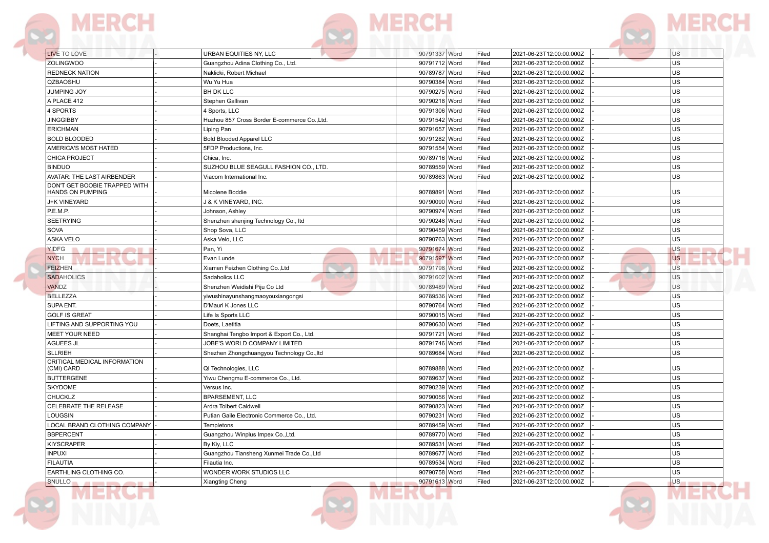| | | | | | | | | |
|---|---|---|---|---|---|---|---|---|
| LIVE TO LOVE | - | URBAN EQUITIES NY, LLC | 90791337 | Word | Filed | 2021-06-23T12:00:00.000Z | - | US |
| ZOLINGWOO | - | Guangzhou Adina Clothing Co., Ltd. | 90791712 | Word | Filed | 2021-06-23T12:00:00.000Z | - | US |
| REDNECK NATION | - | Naklicki, Robert Michael | 90789787 | Word | Filed | 2021-06-23T12:00:00.000Z | - | US |
| QZBAOSHU | - | Wu Yu Hua | 90790384 | Word | Filed | 2021-06-23T12:00:00.000Z | - | US |
| JUMPING JOY | - | BH DK LLC | 90790275 | Word | Filed | 2021-06-23T12:00:00.000Z | - | US |
| A PLACE 412 | - | Stephen Gallivan | 90790218 | Word | Filed | 2021-06-23T12:00:00.000Z | - | US |
| 4 SPORTS | - | 4 Sports, LLC | 90791306 | Word | Filed | 2021-06-23T12:00:00.000Z | - | US |
| JINGGIBBY | - | Huzhou 857 Cross Border E-commerce Co.,Ltd. | 90791542 | Word | Filed | 2021-06-23T12:00:00.000Z | - | US |
| ERICHMAN | - | Liping Pan | 90791657 | Word | Filed | 2021-06-23T12:00:00.000Z | - | US |
| BOLD BLOODED | - | Bold Blooded Apparel LLC | 90791282 | Word | Filed | 2021-06-23T12:00:00.000Z | - | US |
| AMERICA'S MOST HATED | - | 5FDP Productions, Inc. | 90791554 | Word | Filed | 2021-06-23T12:00:00.000Z | - | US |
| CHICA PROJECT | - | Chica, Inc. | 90789716 | Word | Filed | 2021-06-23T12:00:00.000Z | - | US |
| BINDUO | - | SUZHOU BLUE SEAGULL FASHION CO., LTD. | 90789559 | Word | Filed | 2021-06-23T12:00:00.000Z | - | US |
| AVATAR: THE LAST AIRBENDER | - | Viacom International Inc. | 90789863 | Word | Filed | 2021-06-23T12:00:00.000Z | - | US |
| DON'T GET BOOBIE TRAPPED WITH HANDS ON PUMPING | - | Micolene Boddie | 90789891 | Word | Filed | 2021-06-23T12:00:00.000Z | - | US |
| J+K VINEYARD | - | J & K VINEYARD, INC. | 90790090 | Word | Filed | 2021-06-23T12:00:00.000Z | - | US |
| P.E.M.P. | - | Johnson, Ashley | 90790974 | Word | Filed | 2021-06-23T12:00:00.000Z | - | US |
| SEETRYING | - | Shenzhen shenjing Technology Co., ltd | 90790248 | Word | Filed | 2021-06-23T12:00:00.000Z | - | US |
| SOVA | - | Shop Sova, LLC | 90790459 | Word | Filed | 2021-06-23T12:00:00.000Z | - | US |
| ASKA VELO | - | Aska Velo, LLC | 90790763 | Word | Filed | 2021-06-23T12:00:00.000Z | - | US |
| YIDFG | - | Pan, Yi | 90791674 | Word | Filed | 2021-06-23T12:00:00.000Z | - | US |
| NYCH | - | Evan Lunde | 90791597 | Word | Filed | 2021-06-23T12:00:00.000Z | - | US |
| FEIZHEN | - | Xiamen Feizhen Clothing Co.,Ltd | 90791798 | Word | Filed | 2021-06-23T12:00:00.000Z | - | US |
| SADAHOLICS | - | Sadaholics LLC | 90791602 | Word | Filed | 2021-06-23T12:00:00.000Z | - | US |
| VANDZ | - | Shenzhen Weidishi Piju Co Ltd | 90789489 | Word | Filed | 2021-06-23T12:00:00.000Z | - | US |
| BELLEZZA | - | yiwushinayunshangmaoyouxiangongsi | 90789536 | Word | Filed | 2021-06-23T12:00:00.000Z | - | US |
| SUPA ENT. | - | D'Mauri K Jones LLC | 90790764 | Word | Filed | 2021-06-23T12:00:00.000Z | - | US |
| GOLF IS GREAT | - | Life Is Sports LLC | 90790015 | Word | Filed | 2021-06-23T12:00:00.000Z | - | US |
| LIFTING AND SUPPORTING YOU | - | Doets, Laetitia | 90790630 | Word | Filed | 2021-06-23T12:00:00.000Z | - | US |
| MEET YOUR NEED | - | Shanghai Tengbo Import & Export Co., Ltd. | 90791721 | Word | Filed | 2021-06-23T12:00:00.000Z | - | US |
| AGUEES JL | - | JOBE'S WORLD COMPANY LIMITED | 90791746 | Word | Filed | 2021-06-23T12:00:00.000Z | - | US |
| SLLRIEH | - | Shezhen Zhongchuangyou Technology Co.,ltd | 90789684 | Word | Filed | 2021-06-23T12:00:00.000Z | - | US |
| CRITICAL MEDICAL INFORMATION (CMI) CARD | - | QI Technologies, LLC | 90789888 | Word | Filed | 2021-06-23T12:00:00.000Z | - | US |
| BUTTERGENE | - | Yiwu Chengmu E-commerce Co., Ltd. | 90789637 | Word | Filed | 2021-06-23T12:00:00.000Z | - | US |
| SKYDOME | - | Versus Inc. | 90790239 | Word | Filed | 2021-06-23T12:00:00.000Z | - | US |
| CHUCKLZ | - | BPARSEMENT, LLC | 90790056 | Word | Filed | 2021-06-23T12:00:00.000Z | - | US |
| CELEBRATE THE RELEASE | - | Ardra Tolbert Caldwell | 90790823 | Word | Filed | 2021-06-23T12:00:00.000Z | - | US |
| LOUGSIN | - | Putian Gaile Electronic Commerce Co., Ltd. | 90790231 | Word | Filed | 2021-06-23T12:00:00.000Z | - | US |
| LOCAL BRAND CLOTHING COMPANY | - | Templetons | 90789459 | Word | Filed | 2021-06-23T12:00:00.000Z | - | US |
| BBPERCENT | - | Guangzhou Winplus Impex Co.,Ltd. | 90789770 | Word | Filed | 2021-06-23T12:00:00.000Z | - | US |
| KIYSCRAPER | - | By Kiy, LLC | 90789531 | Word | Filed | 2021-06-23T12:00:00.000Z | - | US |
| INPUXI | - | Guangzhou Tiansheng Xunmei Trade Co.,Ltd | 90789677 | Word | Filed | 2021-06-23T12:00:00.000Z | - | US |
| FILAUTIA | - | Filautia Inc. | 90789534 | Word | Filed | 2021-06-23T12:00:00.000Z | - | US |
| EARTHLING CLOTHING CO. | - | WONDER WORK STUDIOS LLC | 90790758 | Word | Filed | 2021-06-23T12:00:00.000Z | - | US |
| SNULLO | - | Xiangting Cheng | 90791613 | Word | Filed | 2021-06-23T12:00:00.000Z | - | US |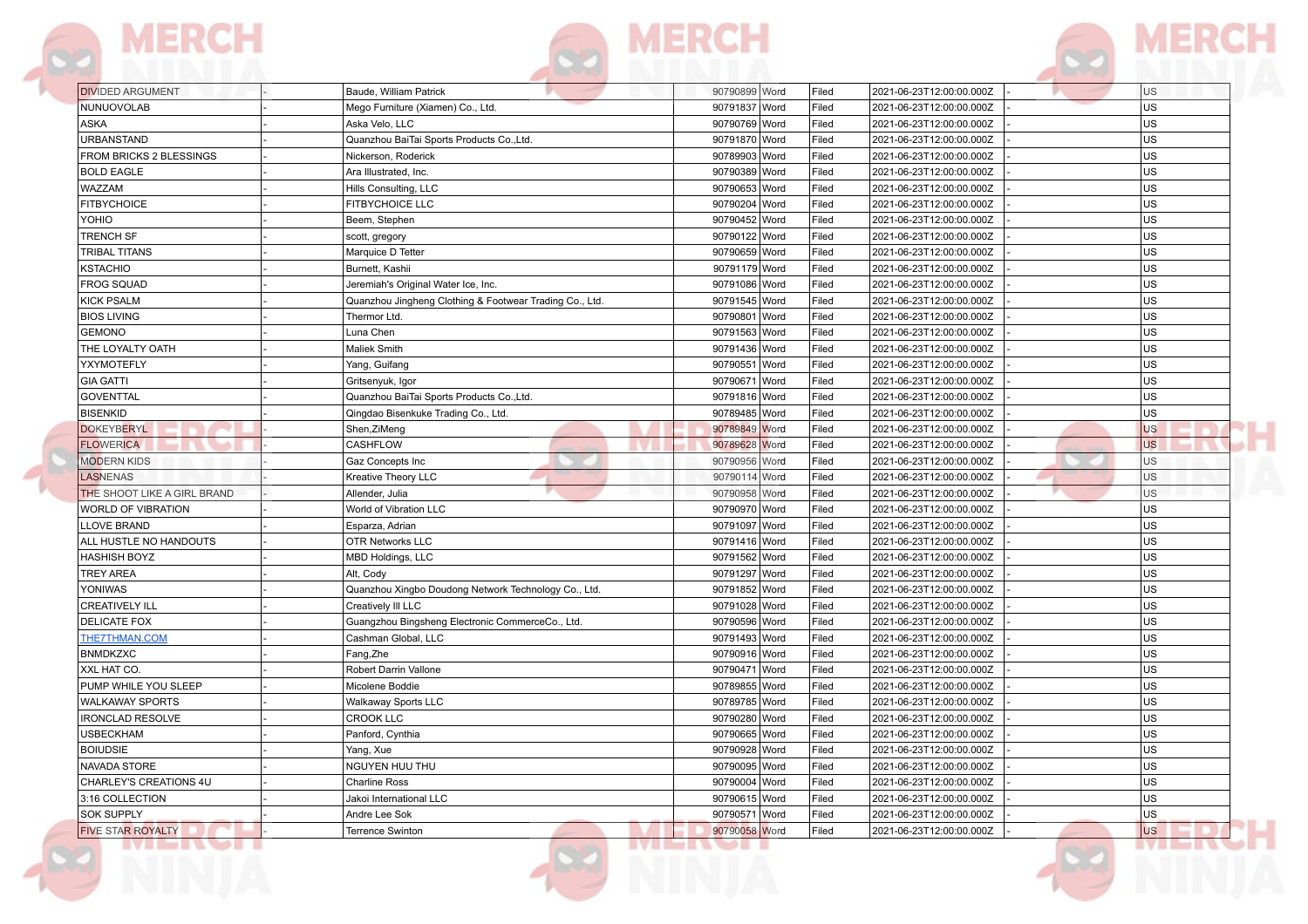| | | | | | | | | |
|---|---|---|---|---|---|---|---|---|
| DIVIDED ARGUMENT | - | Baude, William Patrick | 90790899 | Word | Filed | 2021-06-23T12:00:00.000Z | - | US |
| NUNUOVOLAB | - | Mego Furniture (Xiamen) Co., Ltd. | 90791837 | Word | Filed | 2021-06-23T12:00:00.000Z | - | US |
| ASKA | - | Aska Velo, LLC | 90790769 | Word | Filed | 2021-06-23T12:00:00.000Z | - | US |
| URBANSTAND | - | Quanzhou BaiTai Sports Products Co.,Ltd. | 90791870 | Word | Filed | 2021-06-23T12:00:00.000Z | - | US |
| FROM BRICKS 2 BLESSINGS | - | Nickerson, Roderick | 90789903 | Word | Filed | 2021-06-23T12:00:00.000Z | - | US |
| BOLD EAGLE | - | Ara Illustrated, Inc. | 90790389 | Word | Filed | 2021-06-23T12:00:00.000Z | - | US |
| WAZZAM | - | Hills Consulting, LLC | 90790653 | Word | Filed | 2021-06-23T12:00:00.000Z | - | US |
| FITBYCHOICE | - | FITBYCHOICE LLC | 90790204 | Word | Filed | 2021-06-23T12:00:00.000Z | - | US |
| YOHIO | - | Beem, Stephen | 90790452 | Word | Filed | 2021-06-23T12:00:00.000Z | - | US |
| TRENCH SF | - | scott, gregory | 90790122 | Word | Filed | 2021-06-23T12:00:00.000Z | - | US |
| TRIBAL TITANS | - | Marquice D Tetter | 90790659 | Word | Filed | 2021-06-23T12:00:00.000Z | - | US |
| KSTACHIO | - | Burnett, Kashii | 90791179 | Word | Filed | 2021-06-23T12:00:00.000Z | - | US |
| FROG SQUAD | - | Jeremiah's Original Water Ice, Inc. | 90791086 | Word | Filed | 2021-06-23T12:00:00.000Z | - | US |
| KICK PSALM | - | Quanzhou Jingheng Clothing & Footwear Trading Co., Ltd. | 90791545 | Word | Filed | 2021-06-23T12:00:00.000Z | - | US |
| BIOS LIVING | - | Thermor Ltd. | 90790801 | Word | Filed | 2021-06-23T12:00:00.000Z | - | US |
| GEMONO | - | Luna Chen | 90791563 | Word | Filed | 2021-06-23T12:00:00.000Z | - | US |
| THE LOYALTY OATH | - | Maliek Smith | 90791436 | Word | Filed | 2021-06-23T12:00:00.000Z | - | US |
| YXYMOTEFLY | - | Yang, Guifang | 90790551 | Word | Filed | 2021-06-23T12:00:00.000Z | - | US |
| GIA GATTI | - | Gritsenyuk, Igor | 90790671 | Word | Filed | 2021-06-23T12:00:00.000Z | - | US |
| GOVENTTAL | - | Quanzhou BaiTai Sports Products Co.,Ltd. | 90791816 | Word | Filed | 2021-06-23T12:00:00.000Z | - | US |
| BISENKID | - | Qingdao Bisenkuke Trading Co., Ltd. | 90789485 | Word | Filed | 2021-06-23T12:00:00.000Z | - | US |
| DOKEYBERYL | - | Shen,ZiMeng | 90789849 | Word | Filed | 2021-06-23T12:00:00.000Z | - | US |
| FLOWERICA | - | CASHFLOW | 90789628 | Word | Filed | 2021-06-23T12:00:00.000Z | - | US |
| MODERN KIDS | - | Gaz Concepts Inc | 90790956 | Word | Filed | 2021-06-23T12:00:00.000Z | - | US |
| LASNENAS | - | Kreative Theory LLC | 90790114 | Word | Filed | 2021-06-23T12:00:00.000Z | - | US |
| THE SHOOT LIKE A GIRL BRAND | - | Allender, Julia | 90790958 | Word | Filed | 2021-06-23T12:00:00.000Z | - | US |
| WORLD OF VIBRATION | - | World of Vibration LLC | 90790970 | Word | Filed | 2021-06-23T12:00:00.000Z | - | US |
| LLOVE BRAND | - | Esparza, Adrian | 90791097 | Word | Filed | 2021-06-23T12:00:00.000Z | - | US |
| ALL HUSTLE NO HANDOUTS | - | OTR Networks LLC | 90791416 | Word | Filed | 2021-06-23T12:00:00.000Z | - | US |
| HASHISH BOYZ | - | MBD Holdings, LLC | 90791562 | Word | Filed | 2021-06-23T12:00:00.000Z | - | US |
| TREY AREA | - | Alt, Cody | 90791297 | Word | Filed | 2021-06-23T12:00:00.000Z | - | US |
| YONIWAS | - | Quanzhou Xingbo Doudong Network Technology Co., Ltd. | 90791852 | Word | Filed | 2021-06-23T12:00:00.000Z | - | US |
| CREATIVELY ILL | - | Creatively Ill LLC | 90791028 | Word | Filed | 2021-06-23T12:00:00.000Z | - | US |
| DELICATE FOX | - | Guangzhou Bingsheng Electronic CommerceCo., Ltd. | 90790596 | Word | Filed | 2021-06-23T12:00:00.000Z | - | US |
| THE7THMAN.COM | - | Cashman Global, LLC | 90791493 | Word | Filed | 2021-06-23T12:00:00.000Z | - | US |
| BNMDKZXC | - | Fang,Zhe | 90790916 | Word | Filed | 2021-06-23T12:00:00.000Z | - | US |
| XXL HAT CO. | - | Robert Darrin Vallone | 90790471 | Word | Filed | 2021-06-23T12:00:00.000Z | - | US |
| PUMP WHILE YOU SLEEP | - | Micolene Boddie | 90789855 | Word | Filed | 2021-06-23T12:00:00.000Z | - | US |
| WALKAWAY SPORTS | - | Walkaway Sports LLC | 90789785 | Word | Filed | 2021-06-23T12:00:00.000Z | - | US |
| IRONCLAD RESOLVE | - | CROOK LLC | 90790280 | Word | Filed | 2021-06-23T12:00:00.000Z | - | US |
| USBECKHAM | - | Panford, Cynthia | 90790665 | Word | Filed | 2021-06-23T12:00:00.000Z | - | US |
| BOIUDSIE | - | Yang, Xue | 90790928 | Word | Filed | 2021-06-23T12:00:00.000Z | - | US |
| NAVADA STORE | - | NGUYEN HUU THU | 90790095 | Word | Filed | 2021-06-23T12:00:00.000Z | - | US |
| CHARLEY'S CREATIONS 4U | - | Charline Ross | 90790004 | Word | Filed | 2021-06-23T12:00:00.000Z | - | US |
| 3:16 COLLECTION | - | Jakoi International LLC | 90790615 | Word | Filed | 2021-06-23T12:00:00.000Z | - | US |
| SOK SUPPLY | - | Andre Lee Sok | 90790571 | Word | Filed | 2021-06-23T12:00:00.000Z | - | US |
| FIVE STAR ROYALTY | - | Terrence Swinton | 90790058 | Word | Filed | 2021-06-23T12:00:00.000Z | - | US |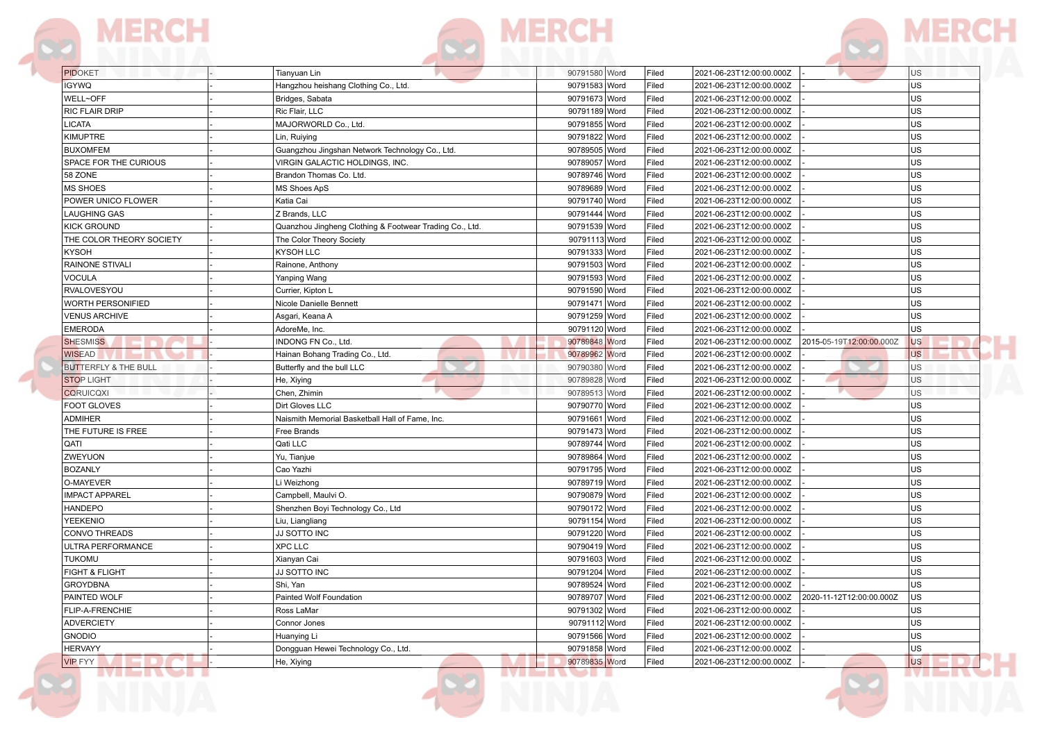| | | | | | | | | |
|---|---|---|---|---|---|---|---|---|
| PIDOKET | - | Tianyuan Lin | 90791580 | Word | Filed | 2021-06-23T12:00:00.000Z | - | US |
| IGYWQ | - | Hangzhou heishang Clothing Co., Ltd. | 90791583 | Word | Filed | 2021-06-23T12:00:00.000Z | - | US |
| WELL~OFF | - | Bridges, Sabata | 90791673 | Word | Filed | 2021-06-23T12:00:00.000Z | - | US |
| RIC FLAIR DRIP | - | Ric Flair, LLC | 90791189 | Word | Filed | 2021-06-23T12:00:00.000Z | - | US |
| LICATA | - | MAJORWORLD Co., Ltd. | 90791855 | Word | Filed | 2021-06-23T12:00:00.000Z | - | US |
| KIMUPTRE | - | Lin, Ruiying | 90791822 | Word | Filed | 2021-06-23T12:00:00.000Z | - | US |
| BUXOMFEM | - | Guangzhou Jingshan Network Technology Co., Ltd. | 90789505 | Word | Filed | 2021-06-23T12:00:00.000Z | - | US |
| SPACE FOR THE CURIOUS | - | VIRGIN GALACTIC HOLDINGS, INC. | 90789057 | Word | Filed | 2021-06-23T12:00:00.000Z | - | US |
| 58 ZONE | - | Brandon Thomas Co. Ltd. | 90789746 | Word | Filed | 2021-06-23T12:00:00.000Z | - | US |
| MS SHOES | - | MS Shoes ApS | 90789689 | Word | Filed | 2021-06-23T12:00:00.000Z | - | US |
| POWER UNICO FLOWER | - | Katia Cai | 90791740 | Word | Filed | 2021-06-23T12:00:00.000Z | - | US |
| LAUGHING GAS | - | Z Brands, LLC | 90791444 | Word | Filed | 2021-06-23T12:00:00.000Z | - | US |
| KICK GROUND | - | Quanzhou Jingheng Clothing & Footwear Trading Co., Ltd. | 90791539 | Word | Filed | 2021-06-23T12:00:00.000Z | - | US |
| THE COLOR THEORY SOCIETY | - | The Color Theory Society | 90791113 | Word | Filed | 2021-06-23T12:00:00.000Z | - | US |
| KYSOH | - | KYSOH LLC | 90791333 | Word | Filed | 2021-06-23T12:00:00.000Z | - | US |
| RAINONE STIVALI | - | Rainone, Anthony | 90791503 | Word | Filed | 2021-06-23T12:00:00.000Z | - | US |
| VOCULA | - | Yanping Wang | 90791593 | Word | Filed | 2021-06-23T12:00:00.000Z | - | US |
| RVALOVESYOU | - | Currier, Kipton L | 90791590 | Word | Filed | 2021-06-23T12:00:00.000Z | - | US |
| WORTH PERSONIFIED | - | Nicole Danielle Bennett | 90791471 | Word | Filed | 2021-06-23T12:00:00.000Z | - | US |
| VENUS ARCHIVE | - | Asgari, Keana A | 90791259 | Word | Filed | 2021-06-23T12:00:00.000Z | - | US |
| EMERODA | - | AdoreMe, Inc. | 90791120 | Word | Filed | 2021-06-23T12:00:00.000Z | - | US |
| SHESMISS | - | INDONG FN Co., Ltd. | 90789848 | Word | Filed | 2021-06-23T12:00:00.000Z | 2015-05-19T12:00:00.000Z | US |
| WISEAD | - | Hainan Bohang Trading Co., Ltd. | 90789962 | Word | Filed | 2021-06-23T12:00:00.000Z | - | US |
| BUTTERFLY & THE BULL | - | Butterfly and the bull LLC | 90790380 | Word | Filed | 2021-06-23T12:00:00.000Z | - | US |
| STOP LIGHT | - | He, Xiying | 90789828 | Word | Filed | 2021-06-23T12:00:00.000Z | - | US |
| CORUICQXI | - | Chen, Zhimin | 90789513 | Word | Filed | 2021-06-23T12:00:00.000Z | - | US |
| FOOT GLOVES | - | Dirt Gloves LLC | 90790770 | Word | Filed | 2021-06-23T12:00:00.000Z | - | US |
| ADMIHER | - | Naismith Memorial Basketball Hall of Fame, Inc. | 90791661 | Word | Filed | 2021-06-23T12:00:00.000Z | - | US |
| THE FUTURE IS FREE | - | Free Brands | 90791473 | Word | Filed | 2021-06-23T12:00:00.000Z | - | US |
| QATI | - | Qati LLC | 90789744 | Word | Filed | 2021-06-23T12:00:00.000Z | - | US |
| ZWEYUON | - | Yu, Tianjue | 90789864 | Word | Filed | 2021-06-23T12:00:00.000Z | - | US |
| BOZANLY | - | Cao Yazhi | 90791795 | Word | Filed | 2021-06-23T12:00:00.000Z | - | US |
| O-MAYEVER | - | Li Weizhong | 90789719 | Word | Filed | 2021-06-23T12:00:00.000Z | - | US |
| IMPACT APPAREL | - | Campbell, Maulvi O. | 90790879 | Word | Filed | 2021-06-23T12:00:00.000Z | - | US |
| HANDEPO | - | Shenzhen Boyi Technology Co., Ltd | 90790172 | Word | Filed | 2021-06-23T12:00:00.000Z | - | US |
| YEEKENIO | - | Liu, Liangliang | 90791154 | Word | Filed | 2021-06-23T12:00:00.000Z | - | US |
| CONVO THREADS | - | JJ SOTTO INC | 90791220 | Word | Filed | 2021-06-23T12:00:00.000Z | - | US |
| ULTRA PERFORMANCE | - | XPC LLC | 90790419 | Word | Filed | 2021-06-23T12:00:00.000Z | - | US |
| TUKOMU | - | Xianyan Cai | 90791603 | Word | Filed | 2021-06-23T12:00:00.000Z | - | US |
| FIGHT & FLIGHT | - | JJ SOTTO INC | 90791204 | Word | Filed | 2021-06-23T12:00:00.000Z | - | US |
| GROYDBNA | - | Shi, Yan | 90789524 | Word | Filed | 2021-06-23T12:00:00.000Z | - | US |
| PAINTED WOLF | - | Painted Wolf Foundation | 90789707 | Word | Filed | 2021-06-23T12:00:00.000Z | 2020-11-12T12:00:00.000Z | US |
| FLIP-A-FRENCHIE | - | Ross LaMar | 90791302 | Word | Filed | 2021-06-23T12:00:00.000Z | - | US |
| ADVERCIETY | - | Connor Jones | 90791112 | Word | Filed | 2021-06-23T12:00:00.000Z | - | US |
| GNODIO | - | Huanying Li | 90791566 | Word | Filed | 2021-06-23T12:00:00.000Z | - | US |
| HERVAYY | - | Dongguan Hewei Technology Co., Ltd. | 90791858 | Word | Filed | 2021-06-23T12:00:00.000Z | - | US |
| VIP FYY | - | He, Xiying | 90789835 | Word | Filed | 2021-06-23T12:00:00.000Z | - | US |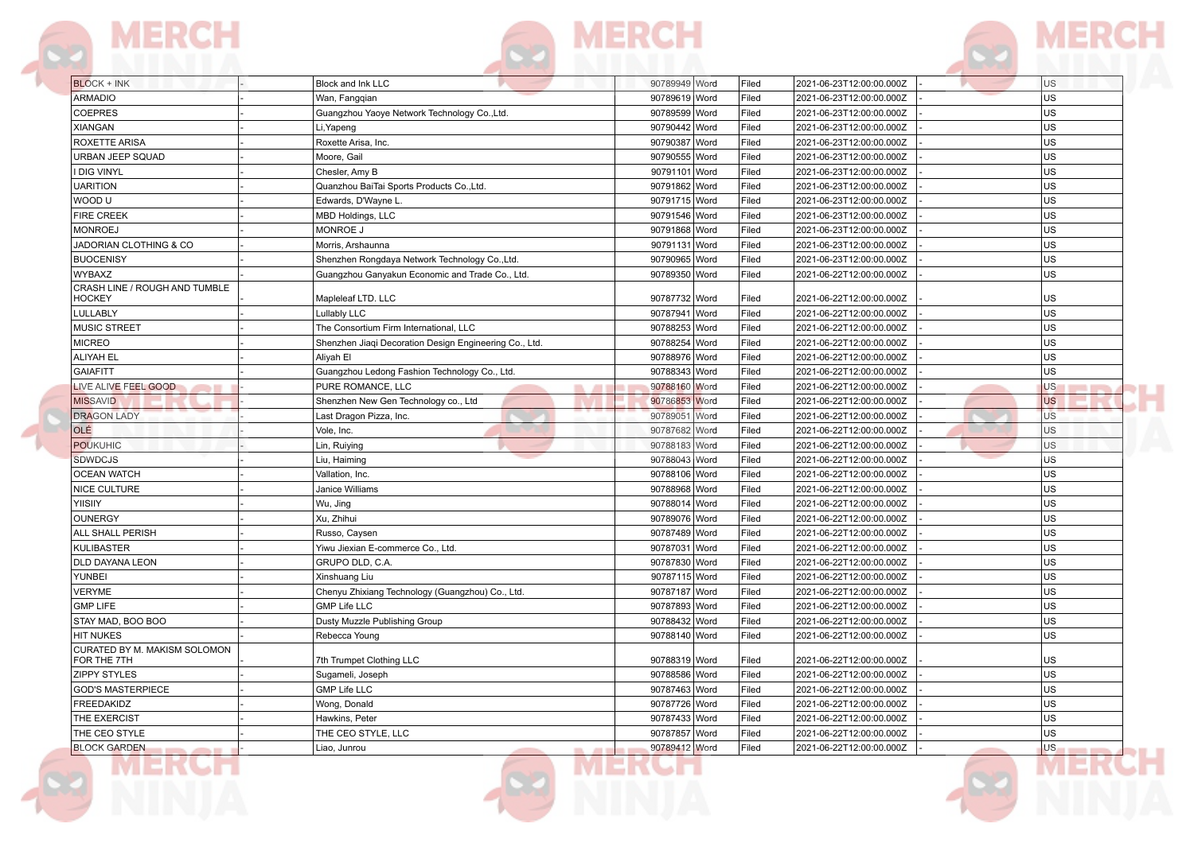| | | | | | | | | |
|---|---|---|---|---|---|---|---|---|
| BLOCK + INK | - | Block and Ink LLC | 90789949 | Word | Filed | 2021-06-23T12:00:00.000Z | - | US |
| ARMADIO | - | Wan, Fangqian | 90789619 | Word | Filed | 2021-06-23T12:00:00.000Z | - | US |
| COEPRES | - | Guangzhou Yaoye Network Technology Co.,Ltd. | 90789599 | Word | Filed | 2021-06-23T12:00:00.000Z | - | US |
| XIANGAN | - | Li,Yapeng | 90790442 | Word | Filed | 2021-06-23T12:00:00.000Z | - | US |
| ROXETTE ARISA | - | Roxette Arisa, Inc. | 90790387 | Word | Filed | 2021-06-23T12:00:00.000Z | - | US |
| URBAN JEEP SQUAD | - | Moore, Gail | 90790555 | Word | Filed | 2021-06-23T12:00:00.000Z | - | US |
| I DIG VINYL | - | Chesler, Amy B | 90791101 | Word | Filed | 2021-06-23T12:00:00.000Z | - | US |
| UARITION | - | Quanzhou BaiTai Sports Products Co.,Ltd. | 90791862 | Word | Filed | 2021-06-23T12:00:00.000Z | - | US |
| WOOD U | - | Edwards, D'Wayne L. | 90791715 | Word | Filed | 2021-06-23T12:00:00.000Z | - | US |
| FIRE CREEK | - | MBD Holdings, LLC | 90791546 | Word | Filed | 2021-06-23T12:00:00.000Z | - | US |
| MONROEJ | - | MONROE J | 90791868 | Word | Filed | 2021-06-23T12:00:00.000Z | - | US |
| JADORIAN CLOTHING & CO | - | Morris, Arshaunna | 90791131 | Word | Filed | 2021-06-23T12:00:00.000Z | - | US |
| BUOCENISY | - | Shenzhen Rongdaya Network Technology Co.,Ltd. | 90790965 | Word | Filed | 2021-06-23T12:00:00.000Z | - | US |
| WYBAXZ | - | Guangzhou Ganyakun Economic and Trade Co., Ltd. | 90789350 | Word | Filed | 2021-06-22T12:00:00.000Z | - | US |
| CRASH LINE / ROUGH AND TUMBLE HOCKEY | - | Mapleleaf LTD. LLC | 90787732 | Word | Filed | 2021-06-22T12:00:00.000Z | - | US |
| LULLABLY | - | Lullably LLC | 90787941 | Word | Filed | 2021-06-22T12:00:00.000Z | - | US |
| MUSIC STREET | - | The Consortium Firm International, LLC | 90788253 | Word | Filed | 2021-06-22T12:00:00.000Z | - | US |
| MICREO | - | Shenzhen Jiaqi Decoration Design Engineering Co., Ltd. | 90788254 | Word | Filed | 2021-06-22T12:00:00.000Z | - | US |
| ALIYAH EL | - | Aliyah El | 90788976 | Word | Filed | 2021-06-22T12:00:00.000Z | - | US |
| GAIAFITT | - | Guangzhou Ledong Fashion Technology Co., Ltd. | 90788343 | Word | Filed | 2021-06-22T12:00:00.000Z | - | US |
| LIVE ALIVE FEEL GOOD | - | PURE ROMANCE, LLC | 90788160 | Word | Filed | 2021-06-22T12:00:00.000Z | - | US |
| MISSAVID | - | Shenzhen New Gen Technology co., Ltd | 90786853 | Word | Filed | 2021-06-22T12:00:00.000Z | - | US |
| DRAGON LADY | - | Last Dragon Pizza, Inc. | 90789051 | Word | Filed | 2021-06-22T12:00:00.000Z | - | US |
| OLÉ | - | Vole, Inc. | 90787682 | Word | Filed | 2021-06-22T12:00:00.000Z | - | US |
| POUKUHIC | - | Lin, Ruiying | 90788183 | Word | Filed | 2021-06-22T12:00:00.000Z | - | US |
| SDWDCJS | - | Liu, Haiming | 90788043 | Word | Filed | 2021-06-22T12:00:00.000Z | - | US |
| OCEAN WATCH | - | Vallation, Inc. | 90788106 | Word | Filed | 2021-06-22T12:00:00.000Z | - | US |
| NICE CULTURE | - | Janice Williams | 90788968 | Word | Filed | 2021-06-22T12:00:00.000Z | - | US |
| YIISIIY | - | Wu, Jing | 90788014 | Word | Filed | 2021-06-22T12:00:00.000Z | - | US |
| OUNERGY | - | Xu, Zhihui | 90789076 | Word | Filed | 2021-06-22T12:00:00.000Z | - | US |
| ALL SHALL PERISH | - | Russo, Caysen | 90787489 | Word | Filed | 2021-06-22T12:00:00.000Z | - | US |
| KULIBASTER | - | Yiwu Jiexian E-commerce Co., Ltd. | 90787031 | Word | Filed | 2021-06-22T12:00:00.000Z | - | US |
| DLD DAYANA LEON | - | GRUPO DLD, C.A. | 90787830 | Word | Filed | 2021-06-22T12:00:00.000Z | - | US |
| YUNBEI | - | Xinshuang Liu | 90787115 | Word | Filed | 2021-06-22T12:00:00.000Z | - | US |
| VERYME | - | Chenyu Zhixiang Technology (Guangzhou) Co., Ltd. | 90787187 | Word | Filed | 2021-06-22T12:00:00.000Z | - | US |
| GMP LIFE | - | GMP Life LLC | 90787893 | Word | Filed | 2021-06-22T12:00:00.000Z | - | US |
| STAY MAD, BOO BOO | - | Dusty Muzzle Publishing Group | 90788432 | Word | Filed | 2021-06-22T12:00:00.000Z | - | US |
| HIT NUKES | - | Rebecca Young | 90788140 | Word | Filed | 2021-06-22T12:00:00.000Z | - | US |
| CURATED BY M. MAKISM SOLOMON FOR THE 7TH | - | 7th Trumpet Clothing LLC | 90788319 | Word | Filed | 2021-06-22T12:00:00.000Z | - | US |
| ZIPPY STYLES | - | Sugameli, Joseph | 90788586 | Word | Filed | 2021-06-22T12:00:00.000Z | - | US |
| GOD'S MASTERPIECE | - | GMP Life LLC | 90787463 | Word | Filed | 2021-06-22T12:00:00.000Z | - | US |
| FREEDAKIDZ | - | Wong, Donald | 90787726 | Word | Filed | 2021-06-22T12:00:00.000Z | - | US |
| THE EXERCIST | - | Hawkins, Peter | 90787433 | Word | Filed | 2021-06-22T12:00:00.000Z | - | US |
| THE CEO STYLE | - | THE CEO STYLE, LLC | 90787857 | Word | Filed | 2021-06-22T12:00:00.000Z | - | US |
| BLOCK GARDEN | - | Liao, Junrou | 90789412 | Word | Filed | 2021-06-22T12:00:00.000Z | - | US |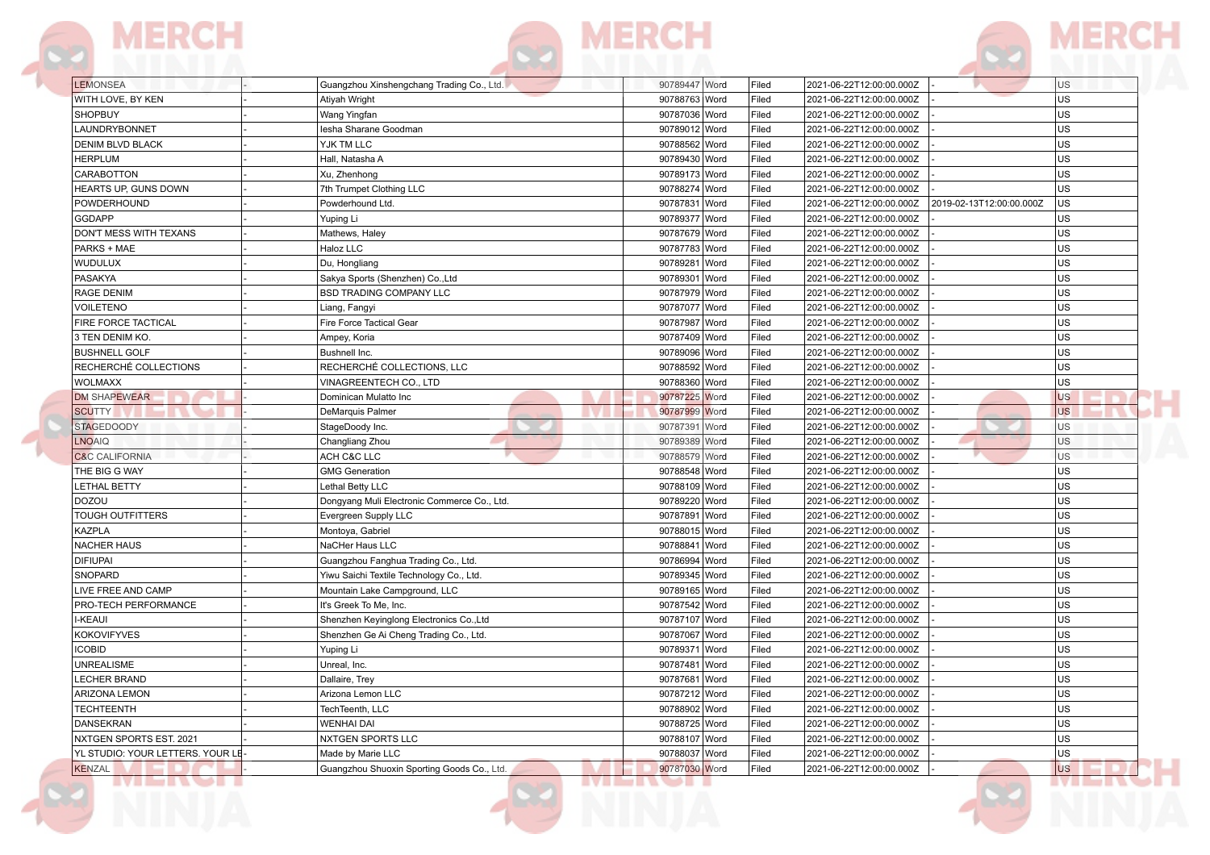| | | | | | | | | |
|---|---|---|---|---|---|---|---|---|
| LEMONSEA | - | Guangzhou Xinshengchang Trading Co., Ltd. | 90789447 | Word | Filed | 2021-06-22T12:00:00.000Z | - | US |
| WITH LOVE, BY KEN | - | Atiyah Wright | 90788763 | Word | Filed | 2021-06-22T12:00:00.000Z | - | US |
| SHOPBUY | - | Wang Yingfan | 90787036 | Word | Filed | 2021-06-22T12:00:00.000Z | - | US |
| LAUNDRYBONNET | - | Iesha Sharane Goodman | 90789012 | Word | Filed | 2021-06-22T12:00:00.000Z | - | US |
| DENIM BLVD BLACK | - | YJK TM LLC | 90788562 | Word | Filed | 2021-06-22T12:00:00.000Z | - | US |
| HERPLUM | - | Hall, Natasha A | 90789430 | Word | Filed | 2021-06-22T12:00:00.000Z | - | US |
| CARABOTTON | - | Xu, Zhenhong | 90789173 | Word | Filed | 2021-06-22T12:00:00.000Z | - | US |
| HEARTS UP, GUNS DOWN | - | 7th Trumpet Clothing LLC | 90788274 | Word | Filed | 2021-06-22T12:00:00.000Z | - | US |
| POWDERHOUND | - | Powderhound Ltd. | 90787831 | Word | Filed | 2021-06-22T12:00:00.000Z | 2019-02-13T12:00:00.000Z | US |
| GGDAPP | - | Yuping Li | 90789377 | Word | Filed | 2021-06-22T12:00:00.000Z | - | US |
| DON'T MESS WITH TEXANS | - | Mathews, Haley | 90787679 | Word | Filed | 2021-06-22T12:00:00.000Z | - | US |
| PARKS + MAE | - | Haloz LLC | 90787783 | Word | Filed | 2021-06-22T12:00:00.000Z | - | US |
| WUDULUX | - | Du, Hongliang | 90789281 | Word | Filed | 2021-06-22T12:00:00.000Z | - | US |
| PASAKYA | - | Sakya Sports (Shenzhen) Co.,Ltd | 90789301 | Word | Filed | 2021-06-22T12:00:00.000Z | - | US |
| RAGE DENIM | - | BSD TRADING COMPANY LLC | 90787979 | Word | Filed | 2021-06-22T12:00:00.000Z | - | US |
| VOILETENO | - | Liang, Fangyi | 90787077 | Word | Filed | 2021-06-22T12:00:00.000Z | - | US |
| FIRE FORCE TACTICAL | - | Fire Force Tactical Gear | 90787987 | Word | Filed | 2021-06-22T12:00:00.000Z | - | US |
| 3 TEN DENIM KO. | - | Ampey, Koria | 90787409 | Word | Filed | 2021-06-22T12:00:00.000Z | - | US |
| BUSHNELL GOLF | - | Bushnell Inc. | 90789096 | Word | Filed | 2021-06-22T12:00:00.000Z | - | US |
| RECHERCHÉ COLLECTIONS | - | RECHERCHÉ COLLECTIONS, LLC | 90788592 | Word | Filed | 2021-06-22T12:00:00.000Z | - | US |
| WOLMAXX | - | VINAGREENTECH CO., LTD | 90788360 | Word | Filed | 2021-06-22T12:00:00.000Z | - | US |
| DM SHAPEWEAR | - | Dominican Mulatto Inc | 90787225 | Word | Filed | 2021-06-22T12:00:00.000Z | - | US |
| SCUTTY | - | DeMarquis Palmer | 90787999 | Word | Filed | 2021-06-22T12:00:00.000Z | - | US |
| STAGEDOODY | - | StageDoody Inc. | 90787391 | Word | Filed | 2021-06-22T12:00:00.000Z | - | US |
| LNOAIQ | - | Changliang Zhou | 90789389 | Word | Filed | 2021-06-22T12:00:00.000Z | - | US |
| C&C CALIFORNIA | - | ACH C&C LLC | 90788579 | Word | Filed | 2021-06-22T12:00:00.000Z | - | US |
| THE BIG G WAY | - | GMG Generation | 90788548 | Word | Filed | 2021-06-22T12:00:00.000Z | - | US |
| LETHAL BETTY | - | Lethal Betty LLC | 90788109 | Word | Filed | 2021-06-22T12:00:00.000Z | - | US |
| DOZOU | - | Dongyang Muli Electronic Commerce Co., Ltd. | 90789220 | Word | Filed | 2021-06-22T12:00:00.000Z | - | US |
| TOUGH OUTFITTERS | - | Evergreen Supply LLC | 90787891 | Word | Filed | 2021-06-22T12:00:00.000Z | - | US |
| KAZPLA | - | Montoya, Gabriel | 90788015 | Word | Filed | 2021-06-22T12:00:00.000Z | - | US |
| NACHER HAUS | - | NaCHer Haus LLC | 90788841 | Word | Filed | 2021-06-22T12:00:00.000Z | - | US |
| DIFIUPAI | - | Guangzhou Fanghua Trading Co., Ltd. | 90786994 | Word | Filed | 2021-06-22T12:00:00.000Z | - | US |
| SNOPARD | - | Yiwu Saichi Textile Technology Co., Ltd. | 90789345 | Word | Filed | 2021-06-22T12:00:00.000Z | - | US |
| LIVE FREE AND CAMP | - | Mountain Lake Campground, LLC | 90789165 | Word | Filed | 2021-06-22T12:00:00.000Z | - | US |
| PRO-TECH PERFORMANCE | - | It's Greek To Me, Inc. | 90787542 | Word | Filed | 2021-06-22T12:00:00.000Z | - | US |
| I-KEAUI | - | Shenzhen Keyinglong Electronics Co.,Ltd | 90787107 | Word | Filed | 2021-06-22T12:00:00.000Z | - | US |
| KOKOVIFYVES | - | Shenzhen Ge Ai Cheng Trading Co., Ltd. | 90787067 | Word | Filed | 2021-06-22T12:00:00.000Z | - | US |
| ICOBID | - | Yuping Li | 90789371 | Word | Filed | 2021-06-22T12:00:00.000Z | - | US |
| UNREALISME | - | Unreal, Inc. | 90787481 | Word | Filed | 2021-06-22T12:00:00.000Z | - | US |
| LECHER BRAND | - | Dallaire, Trey | 90787681 | Word | Filed | 2021-06-22T12:00:00.000Z | - | US |
| ARIZONA LEMON | - | Arizona Lemon LLC | 90787212 | Word | Filed | 2021-06-22T12:00:00.000Z | - | US |
| TECHTEENTH | - | TechTeenth, LLC | 90788902 | Word | Filed | 2021-06-22T12:00:00.000Z | - | US |
| DANSEKRAN | - | WENHAI DAI | 90788725 | Word | Filed | 2021-06-22T12:00:00.000Z | - | US |
| NXTGEN SPORTS EST. 2021 | - | NXTGEN SPORTS LLC | 90788107 | Word | Filed | 2021-06-22T12:00:00.000Z | - | US |
| YL STUDIO: YOUR LETTERS. YOUR LE | - | Made by Marie LLC | 90788037 | Word | Filed | 2021-06-22T12:00:00.000Z | - | US |
| KENZAL | - | Guangzhou Shuoxin Sporting Goods Co., Ltd. | 90787030 | Word | Filed | 2021-06-22T12:00:00.000Z | - | US |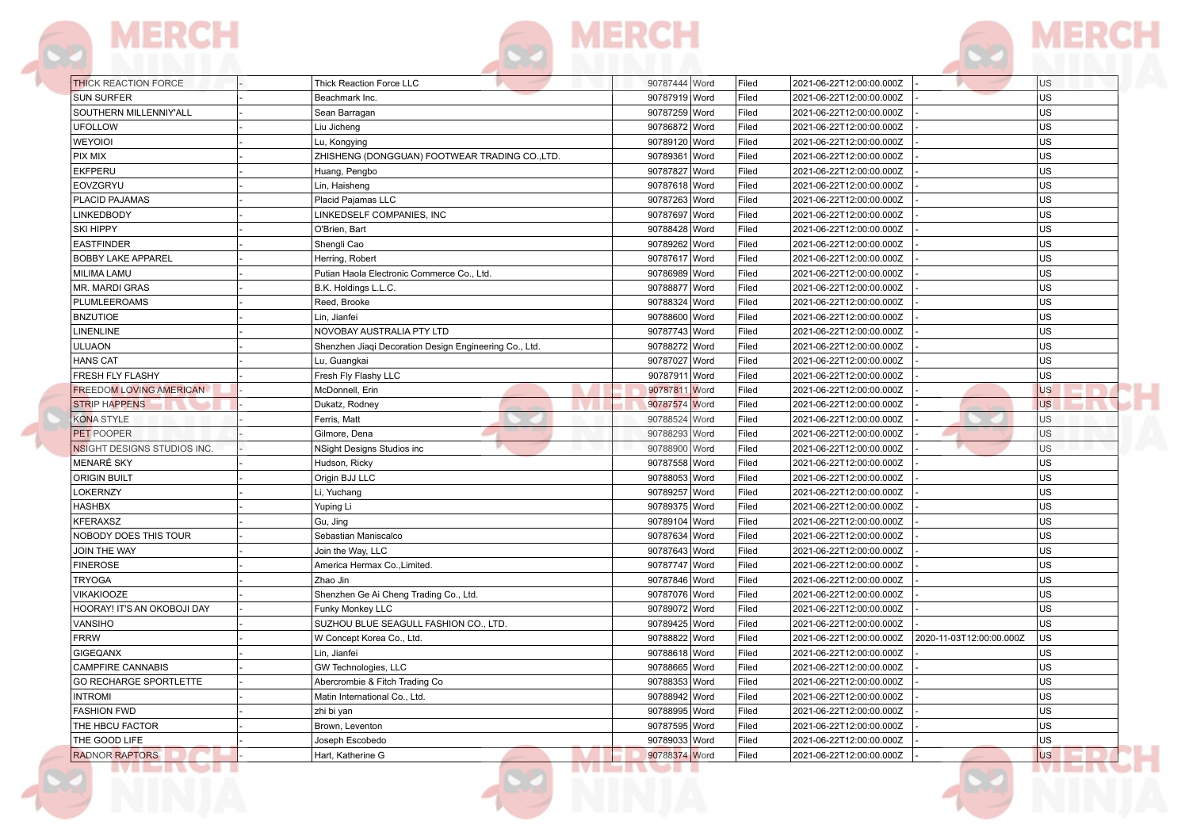| | | | | | | | | |
|---|---|---|---|---|---|---|---|---|
| THICK REACTION FORCE | - | Thick Reaction Force LLC | 90787444 | Word | Filed | 2021-06-22T12:00:00.000Z | - | US |
| SUN SURFER | - | Beachmark Inc. | 90787919 | Word | Filed | 2021-06-22T12:00:00.000Z | - | US |
| SOUTHERN MILLENNIY'ALL | - | Sean Barragan | 90787259 | Word | Filed | 2021-06-22T12:00:00.000Z | - | US |
| UFOLLOW | - | Liu Jicheng | 90786872 | Word | Filed | 2021-06-22T12:00:00.000Z | - | US |
| WEYOIOI | - | Lu, Kongying | 90789120 | Word | Filed | 2021-06-22T12:00:00.000Z | - | US |
| PIX MIX | - | ZHISHENG (DONGGUAN) FOOTWEAR TRADING CO.,LTD. | 90789361 | Word | Filed | 2021-06-22T12:00:00.000Z | - | US |
| EKFPERU | - | Huang, Pengbo | 90787827 | Word | Filed | 2021-06-22T12:00:00.000Z | - | US |
| EOVZGRYU | - | Lin, Haisheng | 90787618 | Word | Filed | 2021-06-22T12:00:00.000Z | - | US |
| PLACID PAJAMAS | - | Placid Pajamas LLC | 90787263 | Word | Filed | 2021-06-22T12:00:00.000Z | - | US |
| LINKEDBODY | - | LINKEDSELF COMPANIES, INC | 90787697 | Word | Filed | 2021-06-22T12:00:00.000Z | - | US |
| SKI HIPPY | - | O'Brien, Bart | 90788428 | Word | Filed | 2021-06-22T12:00:00.000Z | - | US |
| EASTFINDER | - | Shengli Cao | 90789262 | Word | Filed | 2021-06-22T12:00:00.000Z | - | US |
| BOBBY LAKE APPAREL | - | Herring, Robert | 90787617 | Word | Filed | 2021-06-22T12:00:00.000Z | - | US |
| MILIMA LAMU | - | Putian Haola Electronic Commerce Co., Ltd. | 90786989 | Word | Filed | 2021-06-22T12:00:00.000Z | - | US |
| MR. MARDI GRAS | - | B.K. Holdings L.L.C. | 90788877 | Word | Filed | 2021-06-22T12:00:00.000Z | - | US |
| PLUMLEEROAMS | - | Reed, Brooke | 90788324 | Word | Filed | 2021-06-22T12:00:00.000Z | - | US |
| BNZUTIOE | - | Lin, Jianfei | 90788600 | Word | Filed | 2021-06-22T12:00:00.000Z | - | US |
| LINENLINE | - | NOVOBAY AUSTRALIA PTY LTD | 90787743 | Word | Filed | 2021-06-22T12:00:00.000Z | - | US |
| ULUAON | - | Shenzhen Jiaqi Decoration Design Engineering Co., Ltd. | 90788272 | Word | Filed | 2021-06-22T12:00:00.000Z | - | US |
| HANS CAT | - | Lu, Guangkai | 90787027 | Word | Filed | 2021-06-22T12:00:00.000Z | - | US |
| FRESH FLY FLASHY | - | Fresh Fly Flashy LLC | 90787911 | Word | Filed | 2021-06-22T12:00:00.000Z | - | US |
| FREEDOM LOVING AMERICAN | - | McDonnell, Erin | 90787811 | Word | Filed | 2021-06-22T12:00:00.000Z | - | US |
| STRIP HAPPENS | - | Dukatz, Rodney | 90787574 | Word | Filed | 2021-06-22T12:00:00.000Z | - | US |
| KONA STYLE | - | Ferris, Matt | 90788524 | Word | Filed | 2021-06-22T12:00:00.000Z | - | US |
| PET POOPER | - | Gilmore, Dena | 90788293 | Word | Filed | 2021-06-22T12:00:00.000Z | - | US |
| NSIGHT DESIGNS STUDIOS INC. | - | NSight Designs Studios inc | 90788900 | Word | Filed | 2021-06-22T12:00:00.000Z | - | US |
| MENARÉ SKY | - | Hudson, Ricky | 90787558 | Word | Filed | 2021-06-22T12:00:00.000Z | - | US |
| ORIGIN BUILT | - | Origin BJJ LLC | 90788053 | Word | Filed | 2021-06-22T12:00:00.000Z | - | US |
| LOKERNZY | - | Li, Yuchang | 90789257 | Word | Filed | 2021-06-22T12:00:00.000Z | - | US |
| HASHBX | - | Yuping Li | 90789375 | Word | Filed | 2021-06-22T12:00:00.000Z | - | US |
| KFERAXSZ | - | Gu, Jing | 90789104 | Word | Filed | 2021-06-22T12:00:00.000Z | - | US |
| NOBODY DOES THIS TOUR | - | Sebastian Maniscalco | 90787634 | Word | Filed | 2021-06-22T12:00:00.000Z | - | US |
| JOIN THE WAY | - | Join the Way, LLC | 90787643 | Word | Filed | 2021-06-22T12:00:00.000Z | - | US |
| FINEROSE | - | America Hermax Co.,Limited. | 90787747 | Word | Filed | 2021-06-22T12:00:00.000Z | - | US |
| TRYOGA | - | Zhao Jin | 90787846 | Word | Filed | 2021-06-22T12:00:00.000Z | - | US |
| VIKAKIOOZE | - | Shenzhen Ge Ai Cheng Trading Co., Ltd. | 90787076 | Word | Filed | 2021-06-22T12:00:00.000Z | - | US |
| HOORAY! IT'S AN OKOBOJI DAY | - | Funky Monkey LLC | 90789072 | Word | Filed | 2021-06-22T12:00:00.000Z | - | US |
| VANSIHO | - | SUZHOU BLUE SEAGULL FASHION CO., LTD. | 90789425 | Word | Filed | 2021-06-22T12:00:00.000Z | - | US |
| FRRW | - | W Concept Korea Co., Ltd. | 90788822 | Word | Filed | 2021-06-22T12:00:00.000Z | 2020-11-03T12:00:00.000Z | US |
| GIGEQANX | - | Lin, Jianfei | 90788618 | Word | Filed | 2021-06-22T12:00:00.000Z | - | US |
| CAMPFIRE CANNABIS | - | GW Technologies, LLC | 90788665 | Word | Filed | 2021-06-22T12:00:00.000Z | - | US |
| GO RECHARGE SPORTLETTE | - | Abercrombie & Fitch Trading Co | 90788353 | Word | Filed | 2021-06-22T12:00:00.000Z | - | US |
| INTROMI | - | Matin International Co., Ltd. | 90788942 | Word | Filed | 2021-06-22T12:00:00.000Z | - | US |
| FASHION FWD | - | zhi bi yan | 90788995 | Word | Filed | 2021-06-22T12:00:00.000Z | - | US |
| THE HBCU FACTOR | - | Brown, Leventon | 90787595 | Word | Filed | 2021-06-22T12:00:00.000Z | - | US |
| THE GOOD LIFE | - | Joseph Escobedo | 90789033 | Word | Filed | 2021-06-22T12:00:00.000Z | - | US |
| RADNOR RAPTORS | - | Hart, Katherine G | 90788374 | Word | Filed | 2021-06-22T12:00:00.000Z | - | US |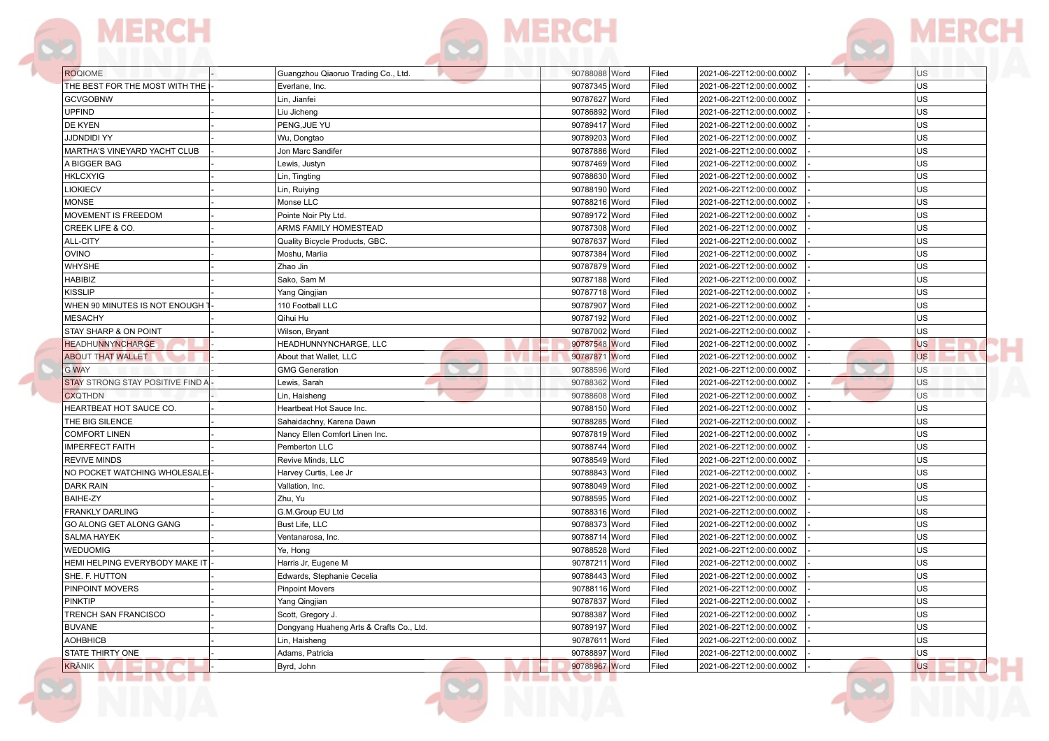| | | | | | | | | |
|---|---|---|---|---|---|---|---|---|
| ROQIOME | - | Guangzhou Qiaoruo Trading Co., Ltd. | 90788088 | Word | Filed | 2021-06-22T12:00:00.000Z | - | US |
| THE BEST FOR THE MOST WITH THE | - | Everlane, Inc. | 90787345 | Word | Filed | 2021-06-22T12:00:00.000Z | - | US |
| GCVGOBNW | - | Lin, Jianfei | 90787627 | Word | Filed | 2021-06-22T12:00:00.000Z | - | US |
| UPFIND | - | Liu Jicheng | 90786892 | Word | Filed | 2021-06-22T12:00:00.000Z | - | US |
| DE KYEN | - | PENG,JUE YU | 90789417 | Word | Filed | 2021-06-22T12:00:00.000Z | - | US |
| JJDNDIDI YY | - | Wu, Dongtao | 90789203 | Word | Filed | 2021-06-22T12:00:00.000Z | - | US |
| MARTHA'S VINEYARD YACHT CLUB | - | Jon Marc Sandifer | 90787886 | Word | Filed | 2021-06-22T12:00:00.000Z | - | US |
| A BIGGER BAG | - | Lewis, Justyn | 90787469 | Word | Filed | 2021-06-22T12:00:00.000Z | - | US |
| HKLCXYIG | - | Lin, Tingting | 90788630 | Word | Filed | 2021-06-22T12:00:00.000Z | - | US |
| LIOKIECV | - | Lin, Ruiying | 90788190 | Word | Filed | 2021-06-22T12:00:00.000Z | - | US |
| MONSE | - | Monse LLC | 90788216 | Word | Filed | 2021-06-22T12:00:00.000Z | - | US |
| MOVEMENT IS FREEDOM | - | Pointe Noir Pty Ltd. | 90789172 | Word | Filed | 2021-06-22T12:00:00.000Z | - | US |
| CREEK LIFE & CO. | - | ARMS FAMILY HOMESTEAD | 90787308 | Word | Filed | 2021-06-22T12:00:00.000Z | - | US |
| ALL-CITY | - | Quality Bicycle Products, GBC. | 90787637 | Word | Filed | 2021-06-22T12:00:00.000Z | - | US |
| OVINO | - | Moshu, Mariia | 90787384 | Word | Filed | 2021-06-22T12:00:00.000Z | - | US |
| WHYSHE | - | Zhao Jin | 90787879 | Word | Filed | 2021-06-22T12:00:00.000Z | - | US |
| HABIBIZ | - | Sako, Sam M | 90787188 | Word | Filed | 2021-06-22T12:00:00.000Z | - | US |
| KISSLIP | - | Yang Qingjian | 90787718 | Word | Filed | 2021-06-22T12:00:00.000Z | - | US |
| WHEN 90 MINUTES IS NOT ENOUGH T | - | 110 Football LLC | 90787907 | Word | Filed | 2021-06-22T12:00:00.000Z | - | US |
| MESACHY | - | Qihui Hu | 90787192 | Word | Filed | 2021-06-22T12:00:00.000Z | - | US |
| STAY SHARP & ON POINT | - | Wilson, Bryant | 90787002 | Word | Filed | 2021-06-22T12:00:00.000Z | - | US |
| HEADHUNNYNCHARGE | - | HEADHUNNYNCHARGE, LLC | 90787548 | Word | Filed | 2021-06-22T12:00:00.000Z | - | US |
| ABOUT THAT WALLET | - | About that Wallet, LLC | 90787871 | Word | Filed | 2021-06-22T12:00:00.000Z | - | US |
| G WAY | - | GMG Generation | 90788596 | Word | Filed | 2021-06-22T12:00:00.000Z | - | US |
| STAY STRONG STAY POSITIVE FIND A | - | Lewis, Sarah | 90788362 | Word | Filed | 2021-06-22T12:00:00.000Z | - | US |
| CXQTHDN | - | Lin, Haisheng | 90788608 | Word | Filed | 2021-06-22T12:00:00.000Z | - | US |
| HEARTBEAT HOT SAUCE CO. | - | Heartbeat Hot Sauce Inc. | 90788150 | Word | Filed | 2021-06-22T12:00:00.000Z | - | US |
| THE BIG SILENCE | - | Sahaidachny, Karena Dawn | 90788285 | Word | Filed | 2021-06-22T12:00:00.000Z | - | US |
| COMFORT LINEN | - | Nancy Ellen Comfort Linen Inc. | 90787819 | Word | Filed | 2021-06-22T12:00:00.000Z | - | US |
| IMPERFECT FAITH | - | Pemberton LLC | 90788744 | Word | Filed | 2021-06-22T12:00:00.000Z | - | US |
| REVIVE MINDS | - | Revive Minds, LLC | 90788549 | Word | Filed | 2021-06-22T12:00:00.000Z | - | US |
| NO POCKET WATCHING WHOLESALE | - | Harvey Curtis, Lee Jr | 90788843 | Word | Filed | 2021-06-22T12:00:00.000Z | - | US |
| DARK RAIN | - | Vallation, Inc. | 90788049 | Word | Filed | 2021-06-22T12:00:00.000Z | - | US |
| BAIHE-ZY | - | Zhu, Yu | 90788595 | Word | Filed | 2021-06-22T12:00:00.000Z | - | US |
| FRANKLY DARLING | - | G.M.Group EU Ltd | 90788316 | Word | Filed | 2021-06-22T12:00:00.000Z | - | US |
| GO ALONG GET ALONG GANG | - | Bust Life, LLC | 90788373 | Word | Filed | 2021-06-22T12:00:00.000Z | - | US |
| SALMA HAYEK | - | Ventanarosa, Inc. | 90788714 | Word | Filed | 2021-06-22T12:00:00.000Z | - | US |
| WEDUOMIG | - | Ye, Hong | 90788528 | Word | Filed | 2021-06-22T12:00:00.000Z | - | US |
| HEMI HELPING EVERYBODY MAKE IT | - | Harris Jr, Eugene M | 90787211 | Word | Filed | 2021-06-22T12:00:00.000Z | - | US |
| SHE. F. HUTTON | - | Edwards, Stephanie Cecelia | 90788443 | Word | Filed | 2021-06-22T12:00:00.000Z | - | US |
| PINPOINT MOVERS | - | Pinpoint Movers | 90788116 | Word | Filed | 2021-06-22T12:00:00.000Z | - | US |
| PINKTIP | - | Yang Qingjian | 90787837 | Word | Filed | 2021-06-22T12:00:00.000Z | - | US |
| TRENCH SAN FRANCISCO | - | Scott, Gregory J. | 90788387 | Word | Filed | 2021-06-22T12:00:00.000Z | - | US |
| BUVANE | - | Dongyang Huaheng Arts & Crafts Co., Ltd. | 90789197 | Word | Filed | 2021-06-22T12:00:00.000Z | - | US |
| AOHBHICB | - | Lin, Haisheng | 90787611 | Word | Filed | 2021-06-22T12:00:00.000Z | - | US |
| STATE THIRTY ONE | - | Adams, Patricia | 90788897 | Word | Filed | 2021-06-22T12:00:00.000Z | - | US |
| KRÄNIK | - | Byrd, John | 90788967 | Word | Filed | 2021-06-22T12:00:00.000Z | - | US |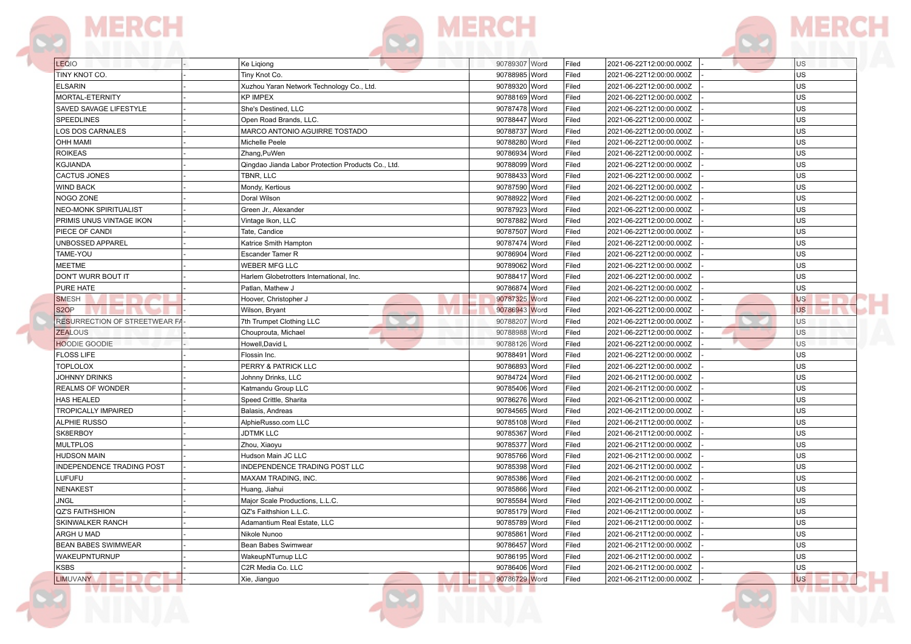| | | | | | | | | |
|---|---|---|---|---|---|---|---|---|
| LEQIO | - | Ke Liqiong | 90789307 | Word | Filed | 2021-06-22T12:00:00.000Z | - | US |
| TINY KNOT CO. | - | Tiny Knot Co. | 90788985 | Word | Filed | 2021-06-22T12:00:00.000Z | - | US |
| ELSARIN | - | Xuzhou Yaran Network Technology Co., Ltd. | 90789320 | Word | Filed | 2021-06-22T12:00:00.000Z | - | US |
| MORTAL-ETERNITY | - | KP IMPEX | 90788169 | Word | Filed | 2021-06-22T12:00:00.000Z | - | US |
| SAVED SAVAGE LIFESTYLE | - | She's Destined, LLC | 90787478 | Word | Filed | 2021-06-22T12:00:00.000Z | - | US |
| SPEEDLINES | - | Open Road Brands, LLC. | 90788447 | Word | Filed | 2021-06-22T12:00:00.000Z | - | US |
| LOS DOS CARNALES | - | MARCO ANTONIO AGUIRRE TOSTADO | 90788737 | Word | Filed | 2021-06-22T12:00:00.000Z | - | US |
| OHH MAMI | - | Michelle Peele | 90788280 | Word | Filed | 2021-06-22T12:00:00.000Z | - | US |
| ROIKEAS | - | Zhang,PuWen | 90786934 | Word | Filed | 2021-06-22T12:00:00.000Z | - | US |
| KGJIANDA | - | Qingdao Jianda Labor Protection Products Co., Ltd. | 90788099 | Word | Filed | 2021-06-22T12:00:00.000Z | - | US |
| CACTUS JONES | - | TBNR, LLC | 90788433 | Word | Filed | 2021-06-22T12:00:00.000Z | - | US |
| WIND BACK | - | Mondy, Kertious | 90787590 | Word | Filed | 2021-06-22T12:00:00.000Z | - | US |
| NOGO ZONE | - | Doral Wilson | 90788922 | Word | Filed | 2021-06-22T12:00:00.000Z | - | US |
| NEO-MONK SPIRITUALIST | - | Green Jr., Alexander | 90787923 | Word | Filed | 2021-06-22T12:00:00.000Z | - | US |
| PRIMIS UNUS VINTAGE IKON | - | Vintage Ikon, LLC | 90787882 | Word | Filed | 2021-06-22T12:00:00.000Z | - | US |
| PIECE OF CANDI | - | Tate, Candice | 90787507 | Word | Filed | 2021-06-22T12:00:00.000Z | - | US |
| UNBOSSED APPAREL | - | Katrice Smith Hampton | 90787474 | Word | Filed | 2021-06-22T12:00:00.000Z | - | US |
| TAME-YOU | - | Escander Tamer R | 90786904 | Word | Filed | 2021-06-22T12:00:00.000Z | - | US |
| MEETME | - | WEBER MFG LLC | 90789062 | Word | Filed | 2021-06-22T12:00:00.000Z | - | US |
| DON'T WURR BOUT IT | - | Harlem Globetrotters International, Inc. | 90788417 | Word | Filed | 2021-06-22T12:00:00.000Z | - | US |
| PURE HATE | - | Patlan, Mathew J | 90786874 | Word | Filed | 2021-06-22T12:00:00.000Z | - | US |
| SMESH | - | Hoover, Christopher J | 90787325 | Word | Filed | 2021-06-22T12:00:00.000Z | - | US |
| S2OP | - | Wilson, Bryant | 90786943 | Word | Filed | 2021-06-22T12:00:00.000Z | - | US |
| RESURRECTION OF STREETWEAR FA | - | 7th Trumpet Clothing LLC | 90788207 | Word | Filed | 2021-06-22T12:00:00.000Z | - | US |
| ZEALOUS | - | Chouprouta, Michael | 90788988 | Word | Filed | 2021-06-22T12:00:00.000Z | - | US |
| HOODIE GOODIE | - | Howell,David L | 90788126 | Word | Filed | 2021-06-22T12:00:00.000Z | - | US |
| FLOSS LIFE | - | Flossin Inc. | 90788491 | Word | Filed | 2021-06-22T12:00:00.000Z | - | US |
| TOPLOLOX | - | PERRY & PATRICK LLC | 90786893 | Word | Filed | 2021-06-22T12:00:00.000Z | - | US |
| JOHNNY DRINKS | - | Johnny Drinks, LLC | 90784724 | Word | Filed | 2021-06-21T12:00:00.000Z | - | US |
| REALMS OF WONDER | - | Katmandu Group LLC | 90785406 | Word | Filed | 2021-06-21T12:00:00.000Z | - | US |
| HAS HEALED | - | Speed Crittle, Sharita | 90786276 | Word | Filed | 2021-06-21T12:00:00.000Z | - | US |
| TROPICALLY IMPAIRED | - | Balasis, Andreas | 90784565 | Word | Filed | 2021-06-21T12:00:00.000Z | - | US |
| ALPHIE RUSSO | - | AlphieRusso.com LLC | 90785108 | Word | Filed | 2021-06-21T12:00:00.000Z | - | US |
| SK8ERBOY | - | JDTMK LLC | 90785367 | Word | Filed | 2021-06-21T12:00:00.000Z | - | US |
| MULTPLOS | - | Zhou, Xiaoyu | 90785377 | Word | Filed | 2021-06-21T12:00:00.000Z | - | US |
| HUDSON MAIN | - | Hudson Main JC LLC | 90785766 | Word | Filed | 2021-06-21T12:00:00.000Z | - | US |
| INDEPENDENCE TRADING POST | - | INDEPENDENCE TRADING POST LLC | 90785398 | Word | Filed | 2021-06-21T12:00:00.000Z | - | US |
| LUFUFU | - | MAXAM TRADING, INC. | 90785386 | Word | Filed | 2021-06-21T12:00:00.000Z | - | US |
| NENAKEST | - | Huang, Jiahui | 90785866 | Word | Filed | 2021-06-21T12:00:00.000Z | - | US |
| JNGL | - | Major Scale Productions, L.L.C. | 90785584 | Word | Filed | 2021-06-21T12:00:00.000Z | - | US |
| QZ'S FAITHSHION | - | QZ's Faithshion L.L.C. | 90785179 | Word | Filed | 2021-06-21T12:00:00.000Z | - | US |
| SKINWALKER RANCH | - | Adamantium Real Estate, LLC | 90785789 | Word | Filed | 2021-06-21T12:00:00.000Z | - | US |
| ARGH U MAD | - | Nikole Nunoo | 90785861 | Word | Filed | 2021-06-21T12:00:00.000Z | - | US |
| BEAN BABES SWIMWEAR | - | Bean Babes Swimwear | 90786457 | Word | Filed | 2021-06-21T12:00:00.000Z | - | US |
| WAKEUPNTURNUP | - | WakeupNTurnup LLC | 90786195 | Word | Filed | 2021-06-21T12:00:00.000Z | - | US |
| KSBS | - | C2R Media Co. LLC | 90786406 | Word | Filed | 2021-06-21T12:00:00.000Z | - | US |
| LIMUVANY | - | Xie, Jianguo | 90786729 | Word | Filed | 2021-06-21T12:00:00.000Z | - | US |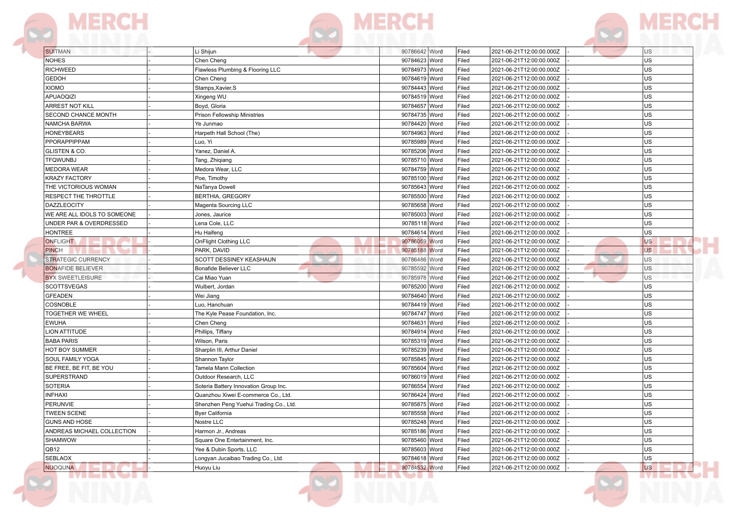| | | | | | | | | |
|---|---|---|---|---|---|---|---|---|
| SUITMAN | - | Li Shijun | 90786642 | Word | Filed | 2021-06-21T12:00:00.000Z | - | US |
| NOHES | - | Chen Cheng | 90784623 | Word | Filed | 2021-06-21T12:00:00.000Z | - | US |
| RICHWEED | - | Flawless Plumbing & Flooring LLC | 90784973 | Word | Filed | 2021-06-21T12:00:00.000Z | - | US |
| GEDOH | - | Chen Cheng | 90784619 | Word | Filed | 2021-06-21T12:00:00.000Z | - | US |
| XIOMO | - | Stamps,Xavier,S | 90784443 | Word | Filed | 2021-06-21T12:00:00.000Z | - | US |
| APUAOQIZI | - | Xingeng WU | 90784519 | Word | Filed | 2021-06-21T12:00:00.000Z | - | US |
| ARREST NOT KILL | - | Boyd, Gloria | 90784657 | Word | Filed | 2021-06-21T12:00:00.000Z | - | US |
| SECOND CHANCE MONTH | - | Prison Fellowship Ministries | 90784735 | Word | Filed | 2021-06-21T12:00:00.000Z | - | US |
| NAMCHA BARWA | - | Ye Junmao | 90784420 | Word | Filed | 2021-06-21T12:00:00.000Z | - | US |
| HONEYBEARS | - | Harpeth Hall School (The) | 90784963 | Word | Filed | 2021-06-21T12:00:00.000Z | - | US |
| PPORAPPIPPAM | - | Luo, Yi | 90785989 | Word | Filed | 2021-06-21T12:00:00.000Z | - | US |
| GLISTEN & CO. | - | Yanez, Daniel A. | 90785206 | Word | Filed | 2021-06-21T12:00:00.000Z | - | US |
| TFQWUNBJ | - | Tang, Zhiqiang | 90785710 | Word | Filed | 2021-06-21T12:00:00.000Z | - | US |
| MEDORA WEAR | - | Medora Wear, LLC | 90784759 | Word | Filed | 2021-06-21T12:00:00.000Z | - | US |
| KRAZY FACTORY | - | Poe, Timothy | 90785100 | Word | Filed | 2021-06-21T12:00:00.000Z | - | US |
| THE VICTORIOUS WOMAN | - | NaTanya Dowell | 90785643 | Word | Filed | 2021-06-21T12:00:00.000Z | - | US |
| RESPECT THE THROTTLE | - | BERTHIA, GREGORY | 90785500 | Word | Filed | 2021-06-21T12:00:00.000Z | - | US |
| DAZZLEOCITY | - | Magenta Sourcing LLC | 90785658 | Word | Filed | 2021-06-21T12:00:00.000Z | - | US |
| WE ARE ALL IDOLS TO SOMEONE | - | Jones, Jaurice | 90785003 | Word | Filed | 2021-06-21T12:00:00.000Z | - | US |
| UNDER PAR & OVERDRESSED | - | Lena Cole, LLC | 90785118 | Word | Filed | 2021-06-21T12:00:00.000Z | - | US |
| HONTREE | - | Hu Haifeng | 90784614 | Word | Filed | 2021-06-21T12:00:00.000Z | - | US |
| ONFLIGHT | - | OnFlight Clothing LLC | 90786059 | Word | Filed | 2021-06-21T12:00:00.000Z | - | US |
| PINCH | - | PARK, DAVID | 90785188 | Word | Filed | 2021-06-21T12:00:00.000Z | - | US |
| STRATEGIC CURRENCY | - | SCOTT DESSINEY KEASHAUN | 90786486 | Word | Filed | 2021-06-21T12:00:00.000Z | - | US |
| BONAFIDE BELIEVER | - | Bonafide Believer LLC | 90785592 | Word | Filed | 2021-06-21T12:00:00.000Z | - | US |
| BYX SWEETLEISURE | - | Cai Miao Yuan | 90785978 | Word | Filed | 2021-06-21T12:00:00.000Z | - | US |
| SCOTTSVEGAS | - | Wulbert, Jordan | 90785200 | Word | Filed | 2021-06-21T12:00:00.000Z | - | US |
| GFEADEN | - | Wei Jiang | 90784640 | Word | Filed | 2021-06-21T12:00:00.000Z | - | US |
| COSNOBLE | - | Luo, Hanchuan | 90784419 | Word | Filed | 2021-06-21T12:00:00.000Z | - | US |
| TOGETHER WE WHEEL | - | The Kyle Pease Foundation, Inc. | 90784747 | Word | Filed | 2021-06-21T12:00:00.000Z | - | US |
| EWUHA | - | Chen Cheng | 90784631 | Word | Filed | 2021-06-21T12:00:00.000Z | - | US |
| LION ATTITUDE | - | Phillips, Tiffany | 90784914 | Word | Filed | 2021-06-21T12:00:00.000Z | - | US |
| BABA PARIS | - | Wilson, Paris | 90785319 | Word | Filed | 2021-06-21T12:00:00.000Z | - | US |
| HOT BOY SUMMER | - | Sharplin III, Arthur Daniel | 90785239 | Word | Filed | 2021-06-21T12:00:00.000Z | - | US |
| SOUL FAMILY YOGA | - | Shannon Taylor | 90785845 | Word | Filed | 2021-06-21T12:00:00.000Z | - | US |
| BE FREE, BE FIT, BE YOU | - | Tamela Mann Collection | 90785604 | Word | Filed | 2021-06-21T12:00:00.000Z | - | US |
| SUPERSTRAND | - | Outdoor Research, LLC | 90786019 | Word | Filed | 2021-06-21T12:00:00.000Z | - | US |
| SOTERIA | - | Soteria Battery Innovation Group Inc. | 90786554 | Word | Filed | 2021-06-21T12:00:00.000Z | - | US |
| INFHAXI | - | Quanzhou Xiwei E-commerce Co., Ltd. | 90786424 | Word | Filed | 2021-06-21T12:00:00.000Z | - | US |
| PERUNVIE | - | Shenzhen Peng Yuehui Trading Co., Ltd. | 90785875 | Word | Filed | 2021-06-21T12:00:00.000Z | - | US |
| TWEEN SCENE | - | Byer California | 90785558 | Word | Filed | 2021-06-21T12:00:00.000Z | - | US |
| GUNS AND HOSE | - | Nostre LLC | 90785248 | Word | Filed | 2021-06-21T12:00:00.000Z | - | US |
| ANDREAS MICHAEL COLLECTION | - | Harmon Jr., Andreas | 90785186 | Word | Filed | 2021-06-21T12:00:00.000Z | - | US |
| SHAMWOW | - | Square One Entertainment, Inc. | 90785460 | Word | Filed | 2021-06-21T12:00:00.000Z | - | US |
| QB12 | - | Yee & Dubin Sports, LLC | 90785603 | Word | Filed | 2021-06-21T12:00:00.000Z | - | US |
| SEBLAOX | - | Longyan Jucaibao Trading Co., Ltd. | 90784618 | Word | Filed | 2021-06-21T12:00:00.000Z | - | US |
| NUOQUNA | - | Huoyu Liu | 90784532 | Word | Filed | 2021-06-21T12:00:00.000Z | - | US |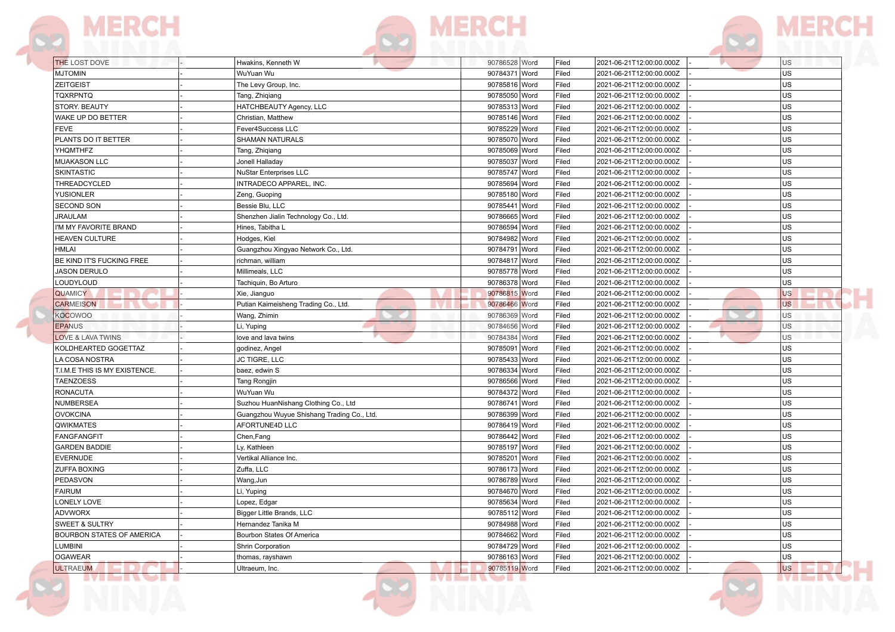| | | | | | | | | |
|---|---|---|---|---|---|---|---|---|
| THE LOST DOVE | - | Hwakins, Kenneth W | 90786528 | Word | Filed | 2021-06-21T12:00:00.000Z | - | US |
| MJTOMIN | - | WuYuan Wu | 90784371 | Word | Filed | 2021-06-21T12:00:00.000Z | - | US |
| ZEITGEIST | - | The Levy Group, Inc. | 90785816 | Word | Filed | 2021-06-21T12:00:00.000Z | - | US |
| TQXRPNTQ | - | Tang, Zhiqiang | 90785050 | Word | Filed | 2021-06-21T12:00:00.000Z | - | US |
| STORY. BEAUTY | - | HATCHBEAUTY Agency, LLC | 90785313 | Word | Filed | 2021-06-21T12:00:00.000Z | - | US |
| WAKE UP DO BETTER | - | Christian, Matthew | 90785146 | Word | Filed | 2021-06-21T12:00:00.000Z | - | US |
| FEVE | - | Fever4Success LLC | 90785229 | Word | Filed | 2021-06-21T12:00:00.000Z | - | US |
| PLANTS DO IT BETTER | - | SHAMAN NATURALS | 90785070 | Word | Filed | 2021-06-21T12:00:00.000Z | - | US |
| YHQMTHFZ | - | Tang, Zhiqiang | 90785069 | Word | Filed | 2021-06-21T12:00:00.000Z | - | US |
| MUAKASON LLC | - | Jonell Halladay | 90785037 | Word | Filed | 2021-06-21T12:00:00.000Z | - | US |
| SKINTASTIC | - | NuStar Enterprises LLC | 90785747 | Word | Filed | 2021-06-21T12:00:00.000Z | - | US |
| THREADCYCLED | - | INTRADECO APPAREL, INC. | 90785694 | Word | Filed | 2021-06-21T12:00:00.000Z | - | US |
| YUSIONLER | - | Zeng, Guoping | 90785180 | Word | Filed | 2021-06-21T12:00:00.000Z | - | US |
| SECOND SON | - | Bessie Blu, LLC | 90785441 | Word | Filed | 2021-06-21T12:00:00.000Z | - | US |
| JRAULAM | - | Shenzhen Jialin Technology Co., Ltd. | 90786665 | Word | Filed | 2021-06-21T12:00:00.000Z | - | US |
| I'M MY FAVORITE BRAND | - | Hines, Tabitha L | 90786594 | Word | Filed | 2021-06-21T12:00:00.000Z | - | US |
| HEAVEN CULTURE | - | Hodges, Kiel | 90784982 | Word | Filed | 2021-06-21T12:00:00.000Z | - | US |
| HMLAI | - | Guangzhou Xingyao Network Co., Ltd. | 90784791 | Word | Filed | 2021-06-21T12:00:00.000Z | - | US |
| BE KIND IT'S FUCKING FREE | - | richman, william | 90784817 | Word | Filed | 2021-06-21T12:00:00.000Z | - | US |
| JASON DERULO | - | Millimeals, LLC | 90785778 | Word | Filed | 2021-06-21T12:00:00.000Z | - | US |
| LOUDYLOUD | - | Tachiquin, Bo Arturo | 90786378 | Word | Filed | 2021-06-21T12:00:00.000Z | - | US |
| QUAMICY | - | Xie, Jianguo | 90786815 | Word | Filed | 2021-06-21T12:00:00.000Z | - | US |
| CARMEISON | - | Putian Kaimeisheng Trading Co., Ltd. | 90786466 | Word | Filed | 2021-06-21T12:00:00.000Z | - | US |
| KOCOWOO | - | Wang, Zhimin | 90786369 | Word | Filed | 2021-06-21T12:00:00.000Z | - | US |
| EPANUS | - | Li, Yuping | 90784656 | Word | Filed | 2021-06-21T12:00:00.000Z | - | US |
| LOVE & LAVA TWINS | - | love and lava twins | 90784384 | Word | Filed | 2021-06-21T12:00:00.000Z | - | US |
| KOLDHEARTED GOGETTAZ | - | godinez, Angel | 90785091 | Word | Filed | 2021-06-21T12:00:00.000Z | - | US |
| LA COSA NOSTRA | - | JC TIGRE, LLC | 90785433 | Word | Filed | 2021-06-21T12:00:00.000Z | - | US |
| T.I.M.E THIS IS MY EXISTENCE. | - | baez, edwin S | 90786334 | Word | Filed | 2021-06-21T12:00:00.000Z | - | US |
| TAENZOESS | - | Tang Rongjin | 90786566 | Word | Filed | 2021-06-21T12:00:00.000Z | - | US |
| RONACUTA | - | WuYuan Wu | 90784372 | Word | Filed | 2021-06-21T12:00:00.000Z | - | US |
| NUMBERSEA | - | Suzhou HuanNishang Clothing Co., Ltd | 90786741 | Word | Filed | 2021-06-21T12:00:00.000Z | - | US |
| OVOKCINA | - | Guangzhou Wuyue Shishang Trading Co., Ltd. | 90786399 | Word | Filed | 2021-06-21T12:00:00.000Z | - | US |
| QWIKMATES | - | AFORTUNE4D LLC | 90786419 | Word | Filed | 2021-06-21T12:00:00.000Z | - | US |
| FANGFANGFIT | - | Chen,Fang | 90786442 | Word | Filed | 2021-06-21T12:00:00.000Z | - | US |
| GARDEN BADDIE | - | Ly, Kathleen | 90785197 | Word | Filed | 2021-06-21T12:00:00.000Z | - | US |
| EVERNUDE | - | Vertikal Alliance Inc. | 90785201 | Word | Filed | 2021-06-21T12:00:00.000Z | - | US |
| ZUFFA BOXING | - | Zuffa, LLC | 90786173 | Word | Filed | 2021-06-21T12:00:00.000Z | - | US |
| PEDASVON | - | Wang,Jun | 90786789 | Word | Filed | 2021-06-21T12:00:00.000Z | - | US |
| FAIRUM | - | Li, Yuping | 90784670 | Word | Filed | 2021-06-21T12:00:00.000Z | - | US |
| LONELY LOVE | - | Lopez, Edgar | 90785634 | Word | Filed | 2021-06-21T12:00:00.000Z | - | US |
| ADVWORX | - | Bigger Little Brands, LLC | 90785112 | Word | Filed | 2021-06-21T12:00:00.000Z | - | US |
| SWEET & SULTRY | - | Hernandez Tanika M | 90784988 | Word | Filed | 2021-06-21T12:00:00.000Z | - | US |
| BOURBON STATES OF AMERICA | - | Bourbon States Of America | 90784662 | Word | Filed | 2021-06-21T12:00:00.000Z | - | US |
| LUMBINI | - | Shrin Corporation | 90784729 | Word | Filed | 2021-06-21T12:00:00.000Z | - | US |
| OGAWEAR | - | thomas, rayshawn | 90786163 | Word | Filed | 2021-06-21T12:00:00.000Z | - | US |
| ULTRAEUM | - | Ultraeum, Inc. | 90785119 | Word | Filed | 2021-06-21T12:00:00.000Z | - | US |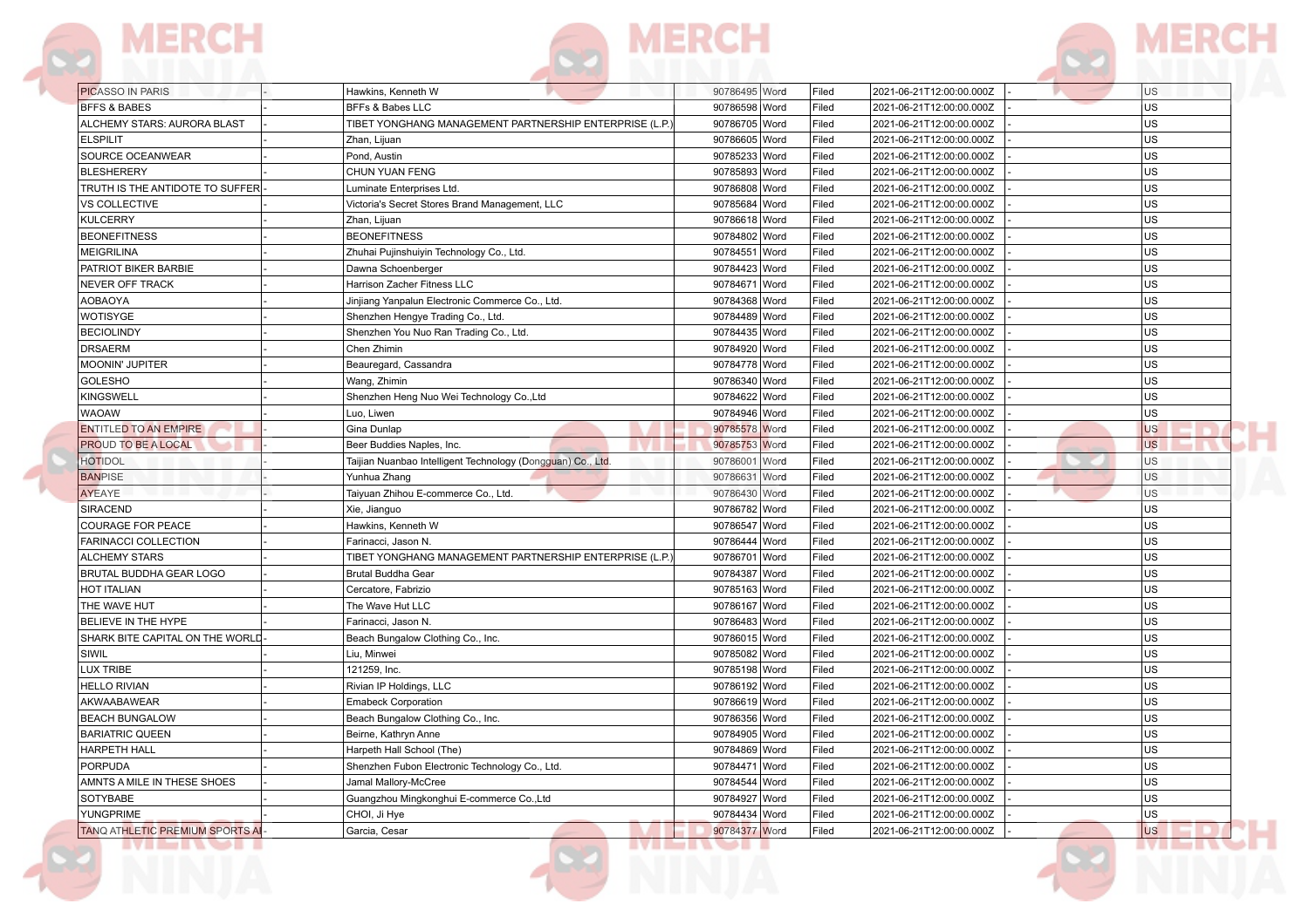| | | | | | | | | | |
|---|---|---|---|---|---|---|---|---|---|
| PICASSO IN PARIS | - | Hawkins, Kenneth W | 90786495 | Word | Filed | 2021-06-21T12:00:00.000Z | - | | US |
| BFFS & BABES | - | BFFs & Babes LLC | 90786598 | Word | Filed | 2021-06-21T12:00:00.000Z | - | | US |
| ALCHEMY STARS: AURORA BLAST | - | TIBET YONGHANG MANAGEMENT PARTNERSHIP ENTERPRISE (L.P.) | 90786705 | Word | Filed | 2021-06-21T12:00:00.000Z | - | | US |
| ELSPILIT | - | Zhan, Lijuan | 90786605 | Word | Filed | 2021-06-21T12:00:00.000Z | - | | US |
| SOURCE OCEANWEAR | - | Pond, Austin | 90785233 | Word | Filed | 2021-06-21T12:00:00.000Z | - | | US |
| BLESHERERY | - | CHUN YUAN FENG | 90785893 | Word | Filed | 2021-06-21T12:00:00.000Z | - | | US |
| TRUTH IS THE ANTIDOTE TO SUFFER | - | Luminate Enterprises Ltd. | 90786808 | Word | Filed | 2021-06-21T12:00:00.000Z | - | | US |
| VS COLLECTIVE | - | Victoria's Secret Stores Brand Management, LLC | 90785684 | Word | Filed | 2021-06-21T12:00:00.000Z | - | | US |
| KULCERRY | - | Zhan, Lijuan | 90786618 | Word | Filed | 2021-06-21T12:00:00.000Z | - | | US |
| BEONEFITNESS | - | BEONEFITNESS | 90784802 | Word | Filed | 2021-06-21T12:00:00.000Z | - | | US |
| MEIGRILINA | - | Zhuhai Pujinshuiyin Technology Co., Ltd. | 90784551 | Word | Filed | 2021-06-21T12:00:00.000Z | - | | US |
| PATRIOT BIKER BARBIE | - | Dawna Schoenberger | 90784423 | Word | Filed | 2021-06-21T12:00:00.000Z | - | | US |
| NEVER OFF TRACK | - | Harrison Zacher Fitness LLC | 90784671 | Word | Filed | 2021-06-21T12:00:00.000Z | - | | US |
| AOBAOYA | - | Jinjiang Yanpalun Electronic Commerce Co., Ltd. | 90784368 | Word | Filed | 2021-06-21T12:00:00.000Z | - | | US |
| WOTISYGE | - | Shenzhen Hengye Trading Co., Ltd. | 90784489 | Word | Filed | 2021-06-21T12:00:00.000Z | - | | US |
| BECIOLINDY | - | Shenzhen You Nuo Ran Trading Co., Ltd. | 90784435 | Word | Filed | 2021-06-21T12:00:00.000Z | - | | US |
| DRSAERM | - | Chen Zhimin | 90784920 | Word | Filed | 2021-06-21T12:00:00.000Z | - | | US |
| MOONIN' JUPITER | - | Beauregard, Cassandra | 90784778 | Word | Filed | 2021-06-21T12:00:00.000Z | - | | US |
| GOLESHO | - | Wang, Zhimin | 90786340 | Word | Filed | 2021-06-21T12:00:00.000Z | - | | US |
| KINGSWELL | - | Shenzhen Heng Nuo Wei Technology Co.,Ltd | 90784622 | Word | Filed | 2021-06-21T12:00:00.000Z | - | | US |
| WAOAW | - | Luo, Liwen | 90784946 | Word | Filed | 2021-06-21T12:00:00.000Z | - | | US |
| ENTITLED TO AN EMPIRE | - | Gina Dunlap | 90785578 | Word | Filed | 2021-06-21T12:00:00.000Z | - | | US |
| PROUD TO BE A LOCAL | - | Beer Buddies Naples, Inc. | 90785753 | Word | Filed | 2021-06-21T12:00:00.000Z | - | | US |
| HOTIDOL | - | Taijian Nuanbao Intelligent Technology (Dongguan) Co., Ltd. | 90786001 | Word | Filed | 2021-06-21T12:00:00.000Z | - | | US |
| BANPISE | - | Yunhua Zhang | 90786631 | Word | Filed | 2021-06-21T12:00:00.000Z | - | | US |
| AYEAYE | - | Taiyuan Zhihou E-commerce Co., Ltd. | 90786430 | Word | Filed | 2021-06-21T12:00:00.000Z | - | | US |
| SIRACEND | - | Xie, Jianguo | 90786782 | Word | Filed | 2021-06-21T12:00:00.000Z | - | | US |
| COURAGE FOR PEACE | - | Hawkins, Kenneth W | 90786547 | Word | Filed | 2021-06-21T12:00:00.000Z | - | | US |
| FARINACCI COLLECTION | - | Farinacci, Jason N. | 90786444 | Word | Filed | 2021-06-21T12:00:00.000Z | - | | US |
| ALCHEMY STARS | - | TIBET YONGHANG MANAGEMENT PARTNERSHIP ENTERPRISE (L.P.) | 90786701 | Word | Filed | 2021-06-21T12:00:00.000Z | - | | US |
| BRUTAL BUDDHA GEAR LOGO | - | Brutal Buddha Gear | 90784387 | Word | Filed | 2021-06-21T12:00:00.000Z | - | | US |
| HOT ITALIAN | - | Cercatore, Fabrizio | 90785163 | Word | Filed | 2021-06-21T12:00:00.000Z | - | | US |
| THE WAVE HUT | - | The Wave Hut LLC | 90786167 | Word | Filed | 2021-06-21T12:00:00.000Z | - | | US |
| BELIEVE IN THE HYPE | - | Farinacci, Jason N. | 90786483 | Word | Filed | 2021-06-21T12:00:00.000Z | - | | US |
| SHARK BITE CAPITAL ON THE WORLD | - | Beach Bungalow Clothing Co., Inc. | 90786015 | Word | Filed | 2021-06-21T12:00:00.000Z | - | | US |
| SIWIL | - | Liu, Minwei | 90785082 | Word | Filed | 2021-06-21T12:00:00.000Z | - | | US |
| LUX TRIBE | - | 121259, Inc. | 90785198 | Word | Filed | 2021-06-21T12:00:00.000Z | - | | US |
| HELLO RIVIAN | - | Rivian IP Holdings, LLC | 90786192 | Word | Filed | 2021-06-21T12:00:00.000Z | - | | US |
| AKWAABAWEAR | - | Emabeck Corporation | 90786619 | Word | Filed | 2021-06-21T12:00:00.000Z | - | | US |
| BEACH BUNGALOW | - | Beach Bungalow Clothing Co., Inc. | 90786356 | Word | Filed | 2021-06-21T12:00:00.000Z | - | | US |
| BARIATRIC QUEEN | - | Beirne, Kathryn Anne | 90784905 | Word | Filed | 2021-06-21T12:00:00.000Z | - | | US |
| HARPETH HALL | - | Harpeth Hall School (The) | 90784869 | Word | Filed | 2021-06-21T12:00:00.000Z | - | | US |
| PORPUDA | - | Shenzhen Fubon Electronic Technology Co., Ltd. | 90784471 | Word | Filed | 2021-06-21T12:00:00.000Z | - | | US |
| AMNTS A MILE IN THESE SHOES | - | Jamal Mallory-McCree | 90784544 | Word | Filed | 2021-06-21T12:00:00.000Z | - | | US |
| SOTYBABE | - | Guangzhou Mingkonghui E-commerce Co.,Ltd | 90784927 | Word | Filed | 2021-06-21T12:00:00.000Z | - | | US |
| YUNGPRIME | - | CHOI, Ji Hye | 90784434 | Word | Filed | 2021-06-21T12:00:00.000Z | - | | US |
| TANQ ATHLETIC PREMIUM SPORTS AI | - | Garcia, Cesar | 90784377 | Word | Filed | 2021-06-21T12:00:00.000Z | - | | US |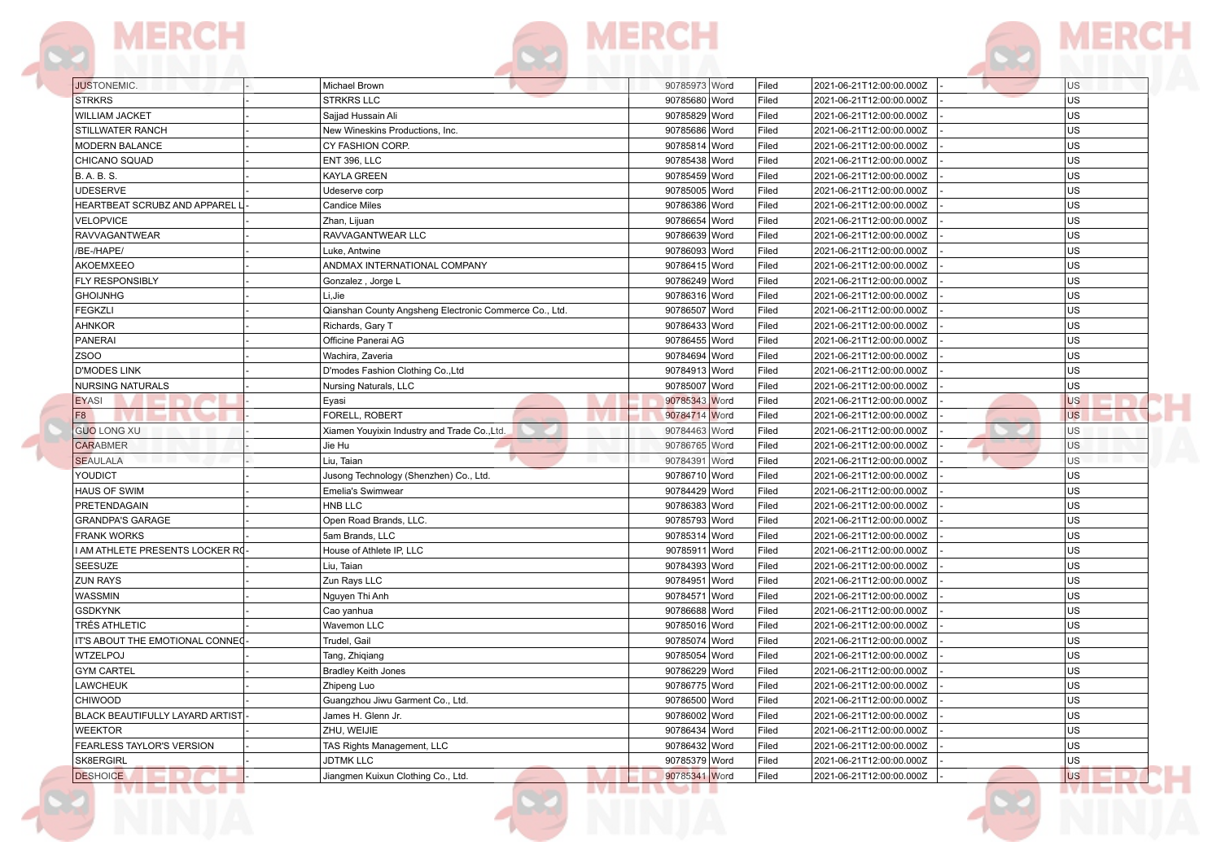| | | | | | | | | |
|---|---|---|---|---|---|---|---|---|
| JUSTONEMIC. | - | Michael Brown | 90785973 | Word | Filed | 2021-06-21T12:00:00.000Z | - | US |
| STRKRS | - | STRKRS LLC | 90785680 | Word | Filed | 2021-06-21T12:00:00.000Z | - | US |
| WILLIAM JACKET | - | Sajjad Hussain Ali | 90785829 | Word | Filed | 2021-06-21T12:00:00.000Z | - | US |
| STILLWATER RANCH | - | New Wineskins Productions, Inc. | 90785686 | Word | Filed | 2021-06-21T12:00:00.000Z | - | US |
| MODERN BALANCE | - | CY FASHION CORP. | 90785814 | Word | Filed | 2021-06-21T12:00:00.000Z | - | US |
| CHICANO SQUAD | - | ENT 396, LLC | 90785438 | Word | Filed | 2021-06-21T12:00:00.000Z | - | US |
| B. A. B. S. | - | KAYLA GREEN | 90785459 | Word | Filed | 2021-06-21T12:00:00.000Z | - | US |
| UDESERVE | - | Udeserve corp | 90785005 | Word | Filed | 2021-06-21T12:00:00.000Z | - | US |
| HEARTBEAT SCRUBZ AND APPAREL L | - | Candice Miles | 90786386 | Word | Filed | 2021-06-21T12:00:00.000Z | - | US |
| VELOPVICE | - | Zhan, Lijuan | 90786654 | Word | Filed | 2021-06-21T12:00:00.000Z | - | US |
| RAVVAGANTWEAR | - | RAVVAGANTWEAR LLC | 90786639 | Word | Filed | 2021-06-21T12:00:00.000Z | - | US |
| /BE-/HAPE/ | - | Luke, Antwine | 90786093 | Word | Filed | 2021-06-21T12:00:00.000Z | - | US |
| AKOEMXEEO | - | ANDMAX INTERNATIONAL COMPANY | 90786415 | Word | Filed | 2021-06-21T12:00:00.000Z | - | US |
| FLY RESPONSIBLY | - | Gonzalez , Jorge L | 90786249 | Word | Filed | 2021-06-21T12:00:00.000Z | - | US |
| GHOIJNHG | - | Li,Jie | 90786316 | Word | Filed | 2021-06-21T12:00:00.000Z | - | US |
| FEGKZLI | - | Qianshan County Angsheng Electronic Commerce Co., Ltd. | 90786507 | Word | Filed | 2021-06-21T12:00:00.000Z | - | US |
| AHNKOR | - | Richards, Gary T | 90786433 | Word | Filed | 2021-06-21T12:00:00.000Z | - | US |
| PANERAI | - | Officine Panerai AG | 90786455 | Word | Filed | 2021-06-21T12:00:00.000Z | - | US |
| ZSOO | - | Wachira, Zaveria | 90784694 | Word | Filed | 2021-06-21T12:00:00.000Z | - | US |
| D'MODES LINK | - | D'modes Fashion Clothing Co.,Ltd | 90784913 | Word | Filed | 2021-06-21T12:00:00.000Z | - | US |
| NURSING NATURALS | - | Nursing Naturals, LLC | 90785007 | Word | Filed | 2021-06-21T12:00:00.000Z | - | US |
| EYASI | - | Eyasi | 90785343 | Word | Filed | 2021-06-21T12:00:00.000Z | - | US |
| F8 | - | FORELL, ROBERT | 90784714 | Word | Filed | 2021-06-21T12:00:00.000Z | - | US |
| GUO LONG XU | - | Xiamen Youyixin Industry and Trade Co.,Ltd. | 90784463 | Word | Filed | 2021-06-21T12:00:00.000Z | - | US |
| CARABMER | - | Jie Hu | 90786765 | Word | Filed | 2021-06-21T12:00:00.000Z | - | US |
| SEAULALA | - | Liu, Taian | 90784391 | Word | Filed | 2021-06-21T12:00:00.000Z | - | US |
| YOUDICT | - | Jusong Technology (Shenzhen) Co., Ltd. | 90786710 | Word | Filed | 2021-06-21T12:00:00.000Z | - | US |
| HAUS OF SWIM | - | Emelia's Swimwear | 90784429 | Word | Filed | 2021-06-21T12:00:00.000Z | - | US |
| PRETENDAGAIN | - | HNB LLC | 90786383 | Word | Filed | 2021-06-21T12:00:00.000Z | - | US |
| GRANDPA'S GARAGE | - | Open Road Brands, LLC. | 90785793 | Word | Filed | 2021-06-21T12:00:00.000Z | - | US |
| FRANK WORKS | - | 5am Brands, LLC | 90785314 | Word | Filed | 2021-06-21T12:00:00.000Z | - | US |
| I AM ATHLETE PRESENTS LOCKER RO | - | House of Athlete IP, LLC | 90785911 | Word | Filed | 2021-06-21T12:00:00.000Z | - | US |
| SEESUZE | - | Liu, Taian | 90784393 | Word | Filed | 2021-06-21T12:00:00.000Z | - | US |
| ZUN RAYS | - | Zun Rays LLC | 90784951 | Word | Filed | 2021-06-21T12:00:00.000Z | - | US |
| WASSMIN | - | Nguyen Thi Anh | 90784571 | Word | Filed | 2021-06-21T12:00:00.000Z | - | US |
| GSDKYNK | - | Cao yanhua | 90786688 | Word | Filed | 2021-06-21T12:00:00.000Z | - | US |
| TRÉS ATHLETIC | - | Wavemon LLC | 90785016 | Word | Filed | 2021-06-21T12:00:00.000Z | - | US |
| IT'S ABOUT THE EMOTIONAL CONNEC | - | Trudel, Gail | 90785074 | Word | Filed | 2021-06-21T12:00:00.000Z | - | US |
| WTZELPOJ | - | Tang, Zhiqiang | 90785054 | Word | Filed | 2021-06-21T12:00:00.000Z | - | US |
| GYM CARTEL | - | Bradley Keith Jones | 90786229 | Word | Filed | 2021-06-21T12:00:00.000Z | - | US |
| LAWCHEUK | - | Zhipeng Luo | 90786775 | Word | Filed | 2021-06-21T12:00:00.000Z | - | US |
| CHIWOOD | - | Guangzhou Jiwu Garment Co., Ltd. | 90786500 | Word | Filed | 2021-06-21T12:00:00.000Z | - | US |
| BLACK BEAUTIFULLY LAYARD ARTIST | - | James H. Glenn Jr. | 90786002 | Word | Filed | 2021-06-21T12:00:00.000Z | - | US |
| WEEKTOR | - | ZHU, WEIJIE | 90786434 | Word | Filed | 2021-06-21T12:00:00.000Z | - | US |
| FEARLESS TAYLOR'S VERSION | - | TAS Rights Management, LLC | 90786432 | Word | Filed | 2021-06-21T12:00:00.000Z | - | US |
| SK8ERGIRL | - | JDTMK LLC | 90785379 | Word | Filed | 2021-06-21T12:00:00.000Z | - | US |
| DESHOICE | - | Jiangmen Kuixun Clothing Co., Ltd. | 90785341 | Word | Filed | 2021-06-21T12:00:00.000Z | - | US |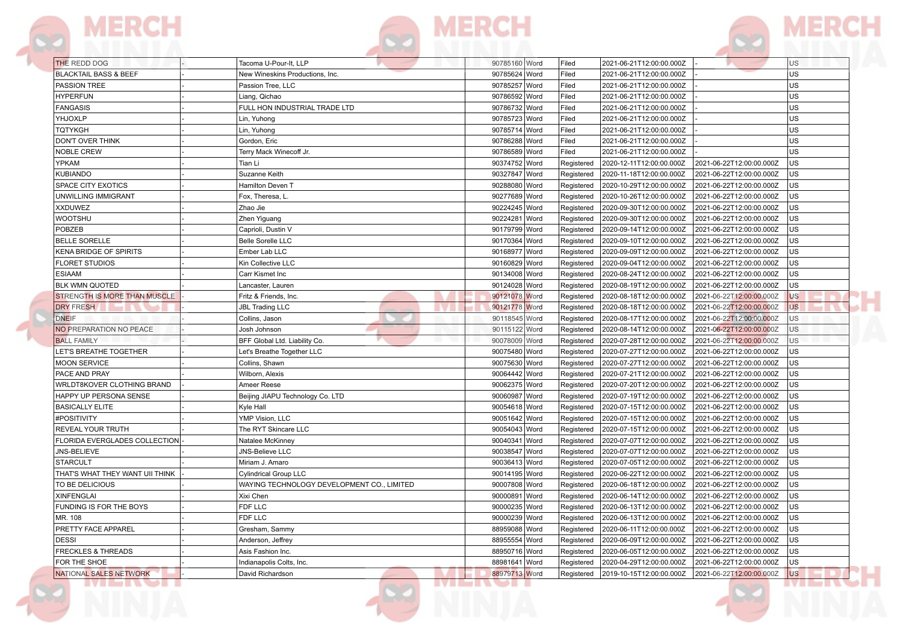| | | | | | | | | |
|---|---|---|---|---|---|---|---|---|
| THE REDD DOG | - | Tacoma U-Pour-It, LLP | 90785160 | Word | Filed | 2021-06-21T12:00:00.000Z | - | US |
| BLACKTAIL BASS & BEEF | - | New Wineskins Productions, Inc. | 90785624 | Word | Filed | 2021-06-21T12:00:00.000Z | - | US |
| PASSION TREE | - | Passion Tree, LLC | 90785257 | Word | Filed | 2021-06-21T12:00:00.000Z | - | US |
| HYPERFUN | - | Liang, Qichao | 90786592 | Word | Filed | 2021-06-21T12:00:00.000Z | - | US |
| FANGASIS | - | FULL HON INDUSTRIAL TRADE LTD | 90786732 | Word | Filed | 2021-06-21T12:00:00.000Z | - | US |
| YHJOXLP | - | Lin, Yuhong | 90785723 | Word | Filed | 2021-06-21T12:00:00.000Z | - | US |
| TQTYKGH | - | Lin, Yuhong | 90785714 | Word | Filed | 2021-06-21T12:00:00.000Z | - | US |
| DON'T OVER THINK | - | Gordon, Eric | 90786288 | Word | Filed | 2021-06-21T12:00:00.000Z | - | US |
| NOBLE CREW | - | Terry Mack Winecoff Jr. | 90786589 | Word | Filed | 2021-06-21T12:00:00.000Z | - | US |
| YPKAM | - | Tian Li | 90374752 | Word | Registered | 2020-12-11T12:00:00.000Z | 2021-06-22T12:00:00.000Z | US |
| KUBIANDO | - | Suzanne Keith | 90327847 | Word | Registered | 2020-11-18T12:00:00.000Z | 2021-06-22T12:00:00.000Z | US |
| SPACE CITY EXOTICS | - | Hamilton Deven T | 90288080 | Word | Registered | 2020-10-29T12:00:00.000Z | 2021-06-22T12:00:00.000Z | US |
| UNWILLING IMMIGRANT | - | Fox, Theresa, L. | 90277689 | Word | Registered | 2020-10-26T12:00:00.000Z | 2021-06-22T12:00:00.000Z | US |
| XXDUWEZ | - | Zhao Jie | 90224245 | Word | Registered | 2020-09-30T12:00:00.000Z | 2021-06-22T12:00:00.000Z | US |
| WOOTSHU | - | Zhen Yiguang | 90224281 | Word | Registered | 2020-09-30T12:00:00.000Z | 2021-06-22T12:00:00.000Z | US |
| POBZEB | - | Caprioli, Dustin V | 90179799 | Word | Registered | 2020-09-14T12:00:00.000Z | 2021-06-22T12:00:00.000Z | US |
| BELLE SORELLE | - | Belle Sorelle LLC | 90170364 | Word | Registered | 2020-09-10T12:00:00.000Z | 2021-06-22T12:00:00.000Z | US |
| KENA BRIDGE OF SPIRITS | - | Ember Lab LLC | 90168977 | Word | Registered | 2020-09-09T12:00:00.000Z | 2021-06-22T12:00:00.000Z | US |
| FLORET STUDIOS | - | Kin Collective LLC | 90160829 | Word | Registered | 2020-09-04T12:00:00.000Z | 2021-06-22T12:00:00.000Z | US |
| ESIAAM | - | Carr Kismet Inc | 90134008 | Word | Registered | 2020-08-24T12:00:00.000Z | 2021-06-22T12:00:00.000Z | US |
| BLK WMN QUOTED | - | Lancaster, Lauren | 90124028 | Word | Registered | 2020-08-19T12:00:00.000Z | 2021-06-22T12:00:00.000Z | US |
| STRENGTH IS MORE THAN MUSCLE | - | Fritz & Friends, Inc. | 90121078 | Word | Registered | 2020-08-18T12:00:00.000Z | 2021-06-22T12:00:00.000Z | US |
| DRY FRESH | - | JBL Trading LLC | 90121778 | Word | Registered | 2020-08-18T12:00:00.000Z | 2021-06-22T12:00:00.000Z | US |
| DNEIF | - | Collins, Jason | 90118545 | Word | Registered | 2020-08-17T12:00:00.000Z | 2021-06-22T12:00:00.000Z | US |
| NO PREPARATION NO PEACE | - | Josh Johnson | 90115122 | Word | Registered | 2020-08-14T12:00:00.000Z | 2021-06-22T12:00:00.000Z | US |
| BALL FAMILY | - | BFF Global Ltd. Liability Co. | 90078009 | Word | Registered | 2020-07-28T12:00:00.000Z | 2021-06-22T12:00:00.000Z | US |
| LET'S BREATHE TOGETHER | - | Let's Breathe Together LLC | 90075480 | Word | Registered | 2020-07-27T12:00:00.000Z | 2021-06-22T12:00:00.000Z | US |
| MOON SERVICE | - | Collins, Shawn | 90075630 | Word | Registered | 2020-07-27T12:00:00.000Z | 2021-06-22T12:00:00.000Z | US |
| PACE AND PRAY | - | Wilborn, Alexis | 90064442 | Word | Registered | 2020-07-21T12:00:00.000Z | 2021-06-22T12:00:00.000Z | US |
| WRLDT8KOVER CLOTHING BRAND | - | Ameer Reese | 90062375 | Word | Registered | 2020-07-20T12:00:00.000Z | 2021-06-22T12:00:00.000Z | US |
| HAPPY UP PERSONA SENSE | - | Beijing JIAPU Technology Co. LTD | 90060987 | Word | Registered | 2020-07-19T12:00:00.000Z | 2021-06-22T12:00:00.000Z | US |
| BASICALLY ELITE | - | Kyle Hall | 90054618 | Word | Registered | 2020-07-15T12:00:00.000Z | 2021-06-22T12:00:00.000Z | US |
| #POSITIVITY | - | YMP Vision, LLC | 90051642 | Word | Registered | 2020-07-15T12:00:00.000Z | 2021-06-22T12:00:00.000Z | US |
| REVEAL YOUR TRUTH | - | The RYT Skincare LLC | 90054043 | Word | Registered | 2020-07-15T12:00:00.000Z | 2021-06-22T12:00:00.000Z | US |
| FLORIDA EVERGLADES COLLECTION | - | Natalee McKinney | 90040341 | Word | Registered | 2020-07-07T12:00:00.000Z | 2021-06-22T12:00:00.000Z | US |
| JNS-BELIEVE | - | JNS-Believe LLC | 90038547 | Word | Registered | 2020-07-07T12:00:00.000Z | 2021-06-22T12:00:00.000Z | US |
| STARCULT | - | Miriam J. Amaro | 90036413 | Word | Registered | 2020-07-05T12:00:00.000Z | 2021-06-22T12:00:00.000Z | US |
| THAT'S WHAT THEY WANT UII THINK | - | Cylindrical Group LLC | 90014195 | Word | Registered | 2020-06-22T12:00:00.000Z | 2021-06-22T12:00:00.000Z | US |
| TO BE DELICIOUS | - | WAYING TECHNOLOGY DEVELOPMENT CO., LIMITED | 90007808 | Word | Registered | 2020-06-18T12:00:00.000Z | 2021-06-22T12:00:00.000Z | US |
| XINFENGLAI | - | Xixi Chen | 90000891 | Word | Registered | 2020-06-14T12:00:00.000Z | 2021-06-22T12:00:00.000Z | US |
| FUNDING IS FOR THE BOYS | - | FDF LLC | 90000235 | Word | Registered | 2020-06-13T12:00:00.000Z | 2021-06-22T12:00:00.000Z | US |
| MR. 108 | - | FDF LLC | 90000239 | Word | Registered | 2020-06-13T12:00:00.000Z | 2021-06-22T12:00:00.000Z | US |
| PRETTY FACE APPAREL | - | Gresham, Sammy | 88959088 | Word | Registered | 2020-06-11T12:00:00.000Z | 2021-06-22T12:00:00.000Z | US |
| DESSI | - | Anderson, Jeffrey | 88955554 | Word | Registered | 2020-06-09T12:00:00.000Z | 2021-06-22T12:00:00.000Z | US |
| FRECKLES & THREADS | - | Asis Fashion Inc. | 88950716 | Word | Registered | 2020-06-05T12:00:00.000Z | 2021-06-22T12:00:00.000Z | US |
| FOR THE SHOE | - | Indianapolis Colts, Inc. | 88981641 | Word | Registered | 2020-04-29T12:00:00.000Z | 2021-06-22T12:00:00.000Z | US |
| NATIONAL SALES NETWORK | - | David Richardson | 88979713 | Word | Registered | 2019-10-15T12:00:00.000Z | 2021-06-22T12:00:00.000Z | US |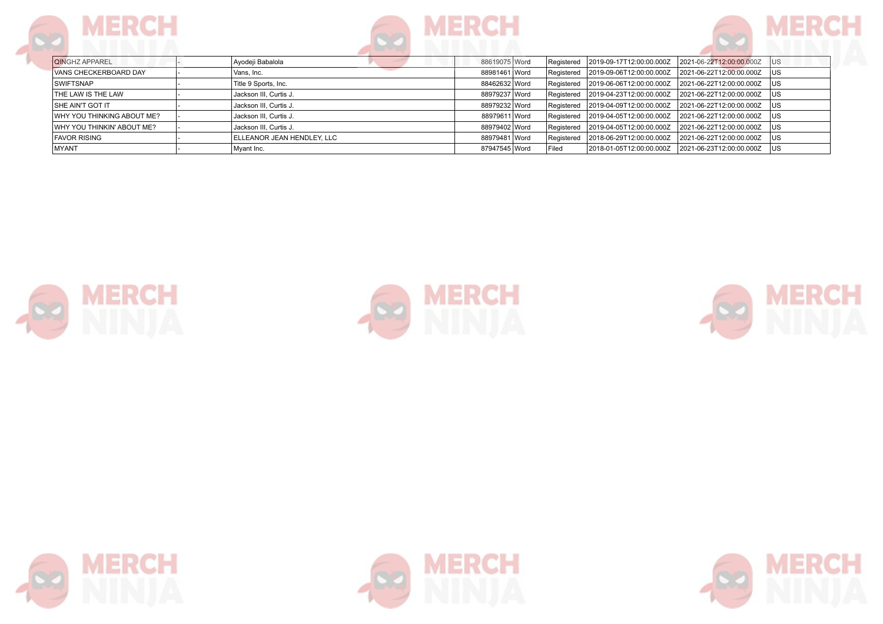| | | | | | | | | |
|---|---|---|---|---|---|---|---|---|
| QINGHZ APPAREL | - | Ayodeji Babalola | 88619075 | Word | Registered | 2019-09-17T12:00:00.000Z | 2021-06-22T12:00:00.000Z | US |
| VANS CHECKERBOARD DAY | - | Vans, Inc. | 88981461 | Word | Registered | 2019-09-06T12:00:00.000Z | 2021-06-22T12:00:00.000Z | US |
| SWIFTSNAP | - | Title 9 Sports, Inc. | 88462632 | Word | Registered | 2019-06-06T12:00:00.000Z | 2021-06-22T12:00:00.000Z | US |
| THE LAW IS THE LAW | - | Jackson III, Curtis J. | 88979237 | Word | Registered | 2019-04-23T12:00:00.000Z | 2021-06-22T12:00:00.000Z | US |
| SHE AIN'T GOT IT | - | Jackson III, Curtis J. | 88979232 | Word | Registered | 2019-04-09T12:00:00.000Z | 2021-06-22T12:00:00.000Z | US |
| WHY YOU THINKING ABOUT ME? | - | Jackson III, Curtis J. | 88979611 | Word | Registered | 2019-04-05T12:00:00.000Z | 2021-06-22T12:00:00.000Z | US |
| WHY YOU THINKIN' ABOUT ME? | - | Jackson III, Curtis J. | 88979402 | Word | Registered | 2019-04-05T12:00:00.000Z | 2021-06-22T12:00:00.000Z | US |
| FAVOR RISING | - | ELLEANOR JEAN HENDLEY, LLC | 88979481 | Word | Registered | 2018-06-29T12:00:00.000Z | 2021-06-22T12:00:00.000Z | US |
| MYANT | - | Myant Inc. | 87947545 | Word | Filed | 2018-01-05T12:00:00.000Z | 2021-06-23T12:00:00.000Z | US |